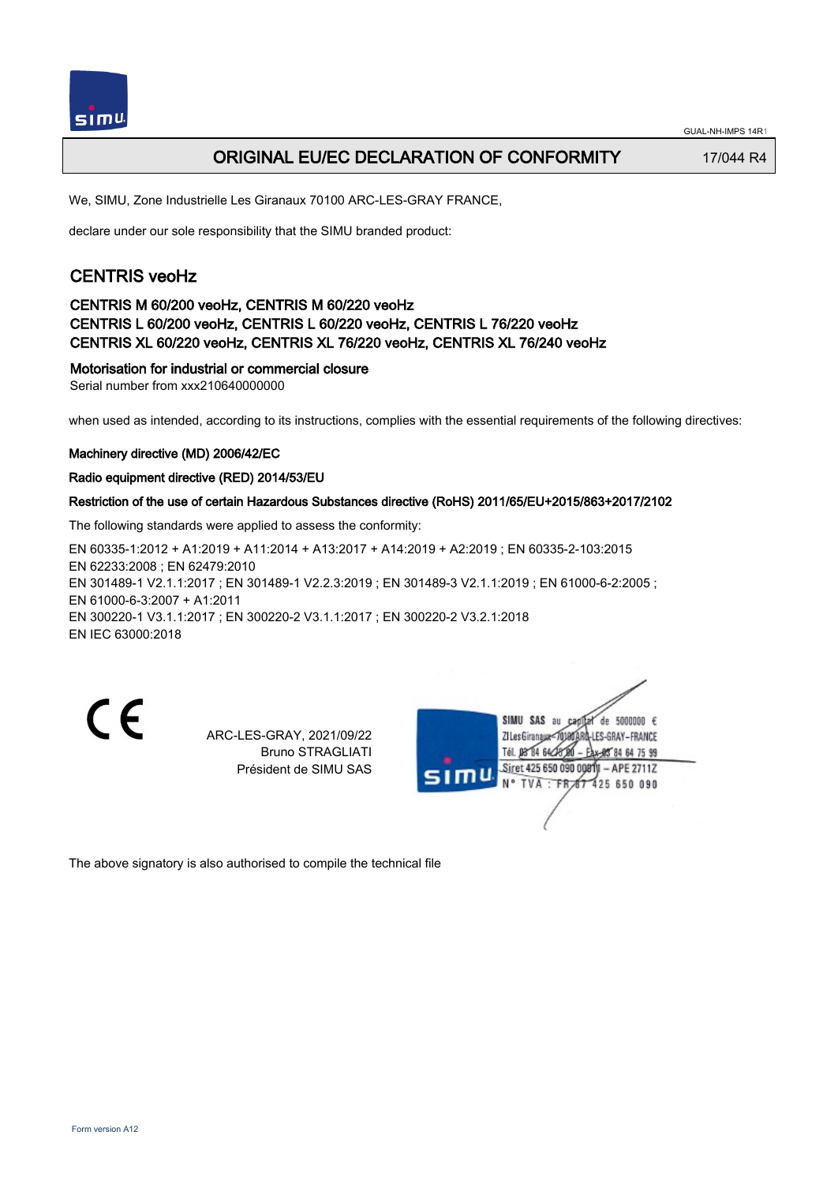GUAL-NH-IMPS 14R1

# ORIGINAL EU/EC DECLARATION OF CONFORMITY

17/044 R4

We, SIMU, Zone Industrielle Les Giranaux 70100 ARC-LES-GRAY FRANCE,

declare under our sole responsibility that the SIMU branded product:

## CENTRIS veoHz

### CENTRIS M 60/200 veoHz, CENTRIS M 60/220 veoHz
### CENTRIS L 60/200 veoHz, CENTRIS L 60/220 veoHz, CENTRIS L 76/220 veoHz
### CENTRIS XL 60/220 veoHz, CENTRIS XL 76/220 veoHz, CENTRIS XL 76/240 veoHz

**Motorisation for industrial or commercial closure**

Serial number from xxx210640000000

when used as intended, according to its instructions, complies with the essential requirements of the following directives:

**Machinery directive (MD) 2006/42/EC**

**Radio equipment directive (RED) 2014/53/EU**

**Restriction of the use of certain Hazardous Substances directive (RoHS) 2011/65/EU+2015/863+2017/2102**

The following standards were applied to assess the conformity:

EN 60335-1:2012 + A1:2019 + A11:2014 + A13:2017 + A14:2019 + A2:2019 ; EN 60335-2-103:2015
EN 62233:2008 ; EN 62479:2010
EN 301489-1 V2.1.1:2017 ; EN 301489-1 V2.2.3:2019 ; EN 301489-3 V2.1.1:2019 ; EN 61000-6-2:2005 ;
EN 61000-6-3:2007 + A1:2011
EN 300220-1 V3.1.1:2017 ; EN 300220-2 V3.1.1:2017 ; EN 300220-2 V3.2.1:2018
EN IEC 63000:2018

CE

ARC-LES-GRAY, 2021/09/22
Bruno STRAGLIATI
Président de SIMU SAS

SIMU SAS au capital de 5000000 €
ZI Les Giranaux 70100 ARC-LES-GRAY-FRANCE
Tél. 03 84 64 75 00 – Fax 03 84 64 75 99
Siret 425 650 090 00011 – APE 2711Z
N° TVA : FR 87 425 650 090

The above signatory is also authorised to compile the technical file

Form version A12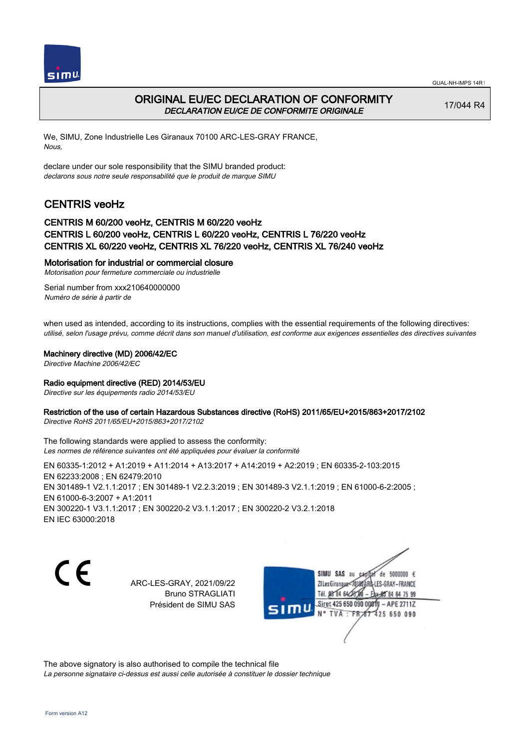GUAL-NH-IMPS 14R1

# ORIGINAL EU/EC DECLARATION OF CONFORMITY

*DECLARATION EU/CE DE CONFORMITE ORIGINALE*

17/044 R4

We, SIMU, Zone Industrielle Les Giranaux 70100 ARC-LES-GRAY FRANCE,
*Nous,*

declare under our sole responsibility that the SIMU branded product:
*declarons sous notre seule responsabilité que le produit de marque SIMU*

## CENTRIS veoHz

### CENTRIS M 60/200 veoHz, CENTRIS M 60/220 veoHz
### CENTRIS L 60/200 veoHz, CENTRIS L 60/220 veoHz, CENTRIS L 76/220 veoHz
### CENTRIS XL 60/220 veoHz, CENTRIS XL 76/220 veoHz, CENTRIS XL 76/240 veoHz

**Motorisation for industrial or commercial closure**
*Motorisation pour fermeture commerciale ou industrielle*

Serial number from xxx210640000000
*Numéro de série à partir de*

when used as intended, according to its instructions, complies with the essential requirements of the following directives:
*utilisé, selon l'usage prévu, comme décrit dans son manuel d'utilisation, est conforme aux exigences essentielles des directives suivantes*

**Machinery directive (MD) 2006/42/EC**
*Directive Machine 2006/42/EC*

**Radio equipment directive (RED) 2014/53/EU**
*Directive sur les équipements radio 2014/53/EU*

**Restriction of the use of certain Hazardous Substances directive (RoHS) 2011/65/EU+2015/863+2017/2102**
*Directive RoHS 2011/65/EU+2015/863+2017/2102*

The following standards were applied to assess the conformity:
*Les normes de référence suivantes ont été appliquées pour évaluer la conformité*

EN 60335-1:2012 + A1:2019 + A11:2014 + A13:2017 + A14:2019 + A2:2019 ; EN 60335-2-103:2015
EN 62233:2008 ; EN 62479:2010
EN 301489-1 V2.1.1:2017 ; EN 301489-1 V2.2.3:2019 ; EN 301489-3 V2.1.1:2019 ; EN 61000-6-2:2005 ;
EN 61000-6-3:2007 + A1:2011
EN 300220-1 V3.1.1:2017 ; EN 300220-2 V3.1.1:2017 ; EN 300220-2 V3.2.1:2018
EN IEC 63000:2018

CE

ARC-LES-GRAY, 2021/09/22
Bruno STRAGLIATI
Président de SIMU SAS

SIMU SAS au capital de 5000000 €
ZI Les Giranaux 70100 ARC-LES-GRAY – FRANCE
Tél. 03 84 64 75 00 – Fax 03 84 64 75 99
Siret 425 650 090 00011 – APE 2711Z
N° TVA : FR 87 425 650 090

The above signatory is also authorised to compile the technical file
*La personne signataire ci-dessus est aussi celle autorisée à constituer le dossier technique*

Form version A12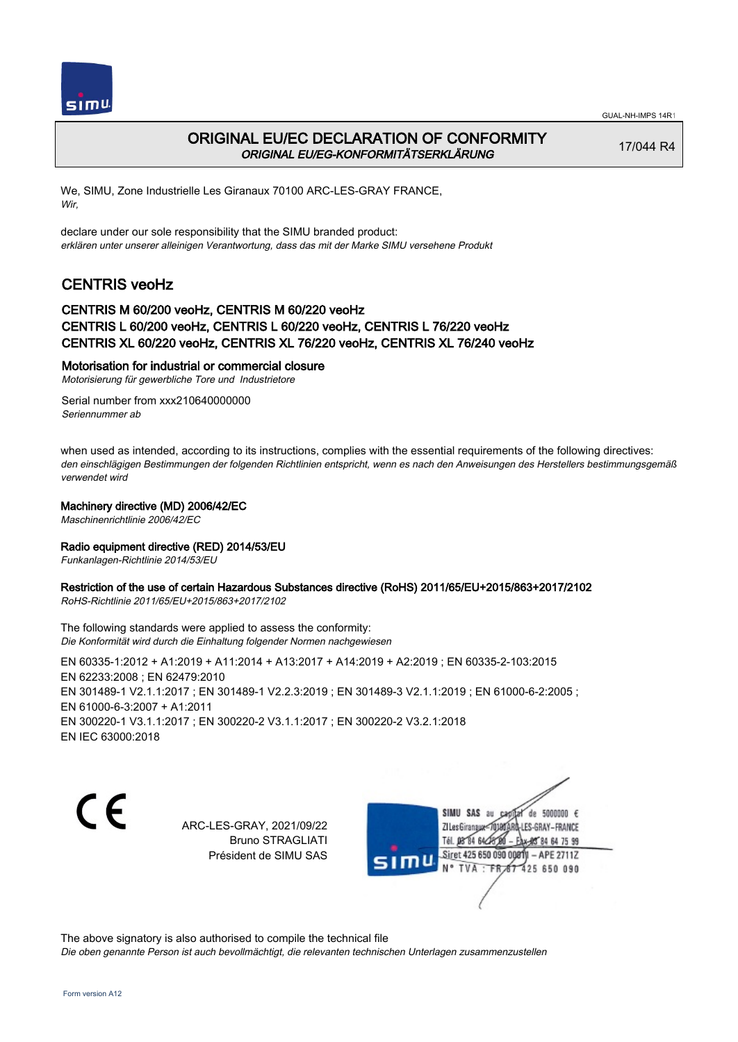GUAL-NH-IMPS 14R1

# ORIGINAL EU/EC DECLARATION OF CONFORMITY
*ORIGINAL EU/EG-KONFORMITÄTSERKLÄRUNG*

17/044 R4

We, SIMU, Zone Industrielle Les Giranaux 70100 ARC-LES-GRAY FRANCE,
*Wir,*

declare under our sole responsibility that the SIMU branded product:
*erklären unter unserer alleinigen Verantwortung, dass das mit der Marke SIMU versehene Produkt*

## CENTRIS veoHz

### CENTRIS M 60/200 veoHz, CENTRIS M 60/220 veoHz
### CENTRIS L 60/200 veoHz, CENTRIS L 60/220 veoHz, CENTRIS L 76/220 veoHz
### CENTRIS XL 60/220 veoHz, CENTRIS XL 76/220 veoHz, CENTRIS XL 76/240 veoHz

**Motorisation for industrial or commercial closure**
*Motorisierung für gewerbliche Tore und Industrietore*

Serial number from xxx210640000000
*Seriennummer ab*

when used as intended, according to its instructions, complies with the essential requirements of the following directives:
*den einschlägigen Bestimmungen der folgenden Richtlinien entspricht, wenn es nach den Anweisungen des Herstellers bestimmungsgemäß verwendet wird*

**Machinery directive (MD) 2006/42/EC**
*Maschinenrichtlinie 2006/42/EC*

**Radio equipment directive (RED) 2014/53/EU**
*Funkanlagen-Richtlinie 2014/53/EU*

**Restriction of the use of certain Hazardous Substances directive (RoHS) 2011/65/EU+2015/863+2017/2102**
*RoHS-Richtlinie 2011/65/EU+2015/863+2017/2102*

The following standards were applied to assess the conformity:
*Die Konformität wird durch die Einhaltung folgender Normen nachgewiesen*

EN 60335-1:2012 + A1:2019 + A11:2014 + A13:2017 + A14:2019 + A2:2019 ; EN 60335-2-103:2015
EN 62233:2008 ; EN 62479:2010
EN 301489-1 V2.1.1:2017 ; EN 301489-1 V2.2.3:2019 ; EN 301489-3 V2.1.1:2019 ; EN 61000-6-2:2005 ;
EN 61000-6-3:2007 + A1:2011
EN 300220-1 V3.1.1:2017 ; EN 300220-2 V3.1.1:2017 ; EN 300220-2 V3.2.1:2018
EN IEC 63000:2018

CE

ARC-LES-GRAY, 2021/09/22
Bruno STRAGLIATI
Président de SIMU SAS

SIMU SAS au capital de 5000000 €
ZI Les Giranaux 70100 ARC-LES-GRAY-FRANCE
Tél. 03 84 64 75 00 – Fax 03 84 64 75 99
Siret 425 650 090 00011 – APE 2711Z
N° TVA : FR 87 425 650 090

The above signatory is also authorised to compile the technical file
*Die oben genannte Person ist auch bevollmächtigt, die relevanten technischen Unterlagen zusammenzustellen*

Form version A12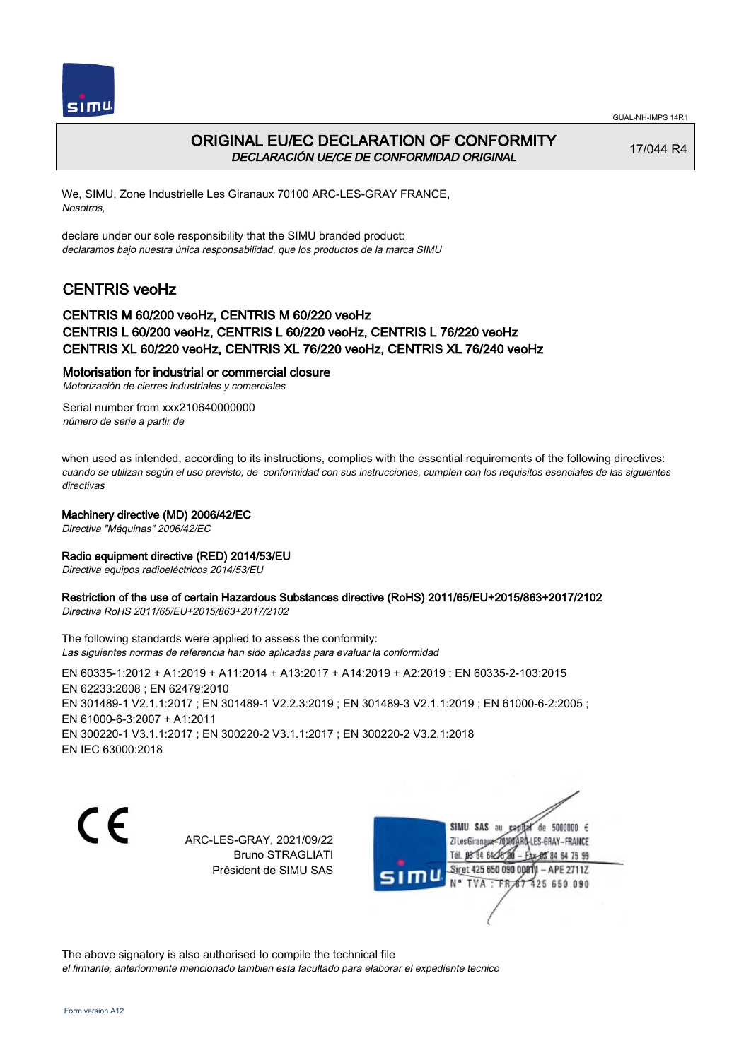# ORIGINAL EU/EC DECLARATION OF CONFORMITY

*DECLARACIÓN UE/CE DE CONFORMIDAD ORIGINAL*

17/044 R4

We, SIMU, Zone Industrielle Les Giranaux 70100 ARC-LES-GRAY FRANCE,
*Nosotros,*

declare under our sole responsibility that the SIMU branded product:
*declaramos bajo nuestra única responsabilidad, que los productos de la marca SIMU*

## CENTRIS veoHz

### CENTRIS M 60/200 veoHz, CENTRIS M 60/220 veoHz
### CENTRIS L 60/200 veoHz, CENTRIS L 60/220 veoHz, CENTRIS L 76/220 veoHz
### CENTRIS XL 60/220 veoHz, CENTRIS XL 76/220 veoHz, CENTRIS XL 76/240 veoHz

**Motorisation for industrial or commercial closure**
*Motorización de cierres industriales y comerciales*

Serial number from xxx210640000000
*número de serie a partir de*

when used as intended, according to its instructions, complies with the essential requirements of the following directives:
*cuando se utilizan según el uso previsto, de conformidad con sus instrucciones, cumplen con los requisitos esenciales de las siguientes directivas*

**Machinery directive (MD) 2006/42/EC**
*Directiva "Máquinas" 2006/42/EC*

**Radio equipment directive (RED) 2014/53/EU**
*Directiva equipos radioeléctricos 2014/53/EU*

**Restriction of the use of certain Hazardous Substances directive (RoHS) 2011/65/EU+2015/863+2017/2102**
*Directiva RoHS 2011/65/EU+2015/863+2017/2102*

The following standards were applied to assess the conformity:
*Las siguientes normas de referencia han sido aplicadas para evaluar la conformidad*

EN 60335-1:2012 + A1:2019 + A11:2014 + A13:2017 + A14:2019 + A2:2019 ; EN 60335-2-103:2015
EN 62233:2008 ; EN 62479:2010
EN 301489-1 V2.1.1:2017 ; EN 301489-1 V2.2.3:2019 ; EN 301489-3 V2.1.1:2019 ; EN 61000-6-2:2005 ;
EN 61000-6-3:2007 + A1:2011
EN 300220-1 V3.1.1:2017 ; EN 300220-2 V3.1.1:2017 ; EN 300220-2 V3.2.1:2018
EN IEC 63000:2018

CE

ARC-LES-GRAY, 2021/09/22
Bruno STRAGLIATI
Président de SIMU SAS

SIMU SAS au capital de 5000000 €
ZI Les Giranaux 70100 ARC-LES-GRAY–FRANCE
Tél. 03 84 64 75 00 – Fax 03 84 64 75 99
Siret 425 650 090 00011 – APE 2711Z
N° TVA : FR 87 425 650 090

The above signatory is also authorised to compile the technical file
*el firmante, anteriormente mencionado tambien esta facultado para elaborar el expediente tecnico*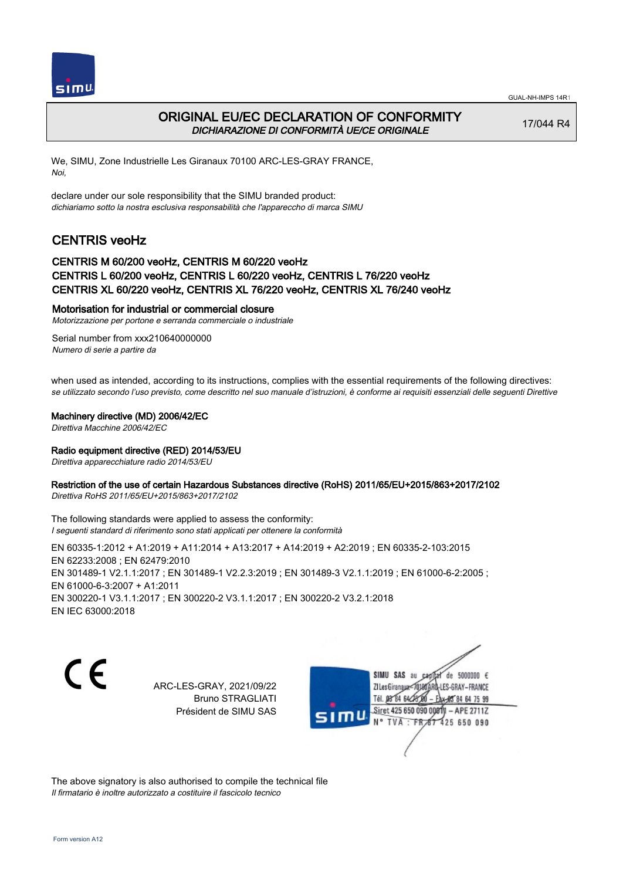GUAL-NH-IMPS 14R1

# ORIGINAL EU/EC DECLARATION OF CONFORMITY
*DICHIARAZIONE DI CONFORMITÀ UE/CE ORIGINALE*

17/044 R4

We, SIMU, Zone Industrielle Les Giranaux 70100 ARC-LES-GRAY FRANCE,
*Noi,*

declare under our sole responsibility that the SIMU branded product:
*dichiariamo sotto la nostra esclusiva responsabilità che l'apparecchio di marca SIMU*

## CENTRIS veoHz

### CENTRIS M 60/200 veoHz, CENTRIS M 60/220 veoHz
### CENTRIS L 60/200 veoHz, CENTRIS L 60/220 veoHz, CENTRIS L 76/220 veoHz
### CENTRIS XL 60/220 veoHz, CENTRIS XL 76/220 veoHz, CENTRIS XL 76/240 veoHz

**Motorisation for industrial or commercial closure**
*Motorizzazione per portone e serranda commerciale o industriale*

Serial number from xxx210640000000
*Numero di serie a partire da*

when used as intended, according to its instructions, complies with the essential requirements of the following directives:
*se utilizzato secondo l'uso previsto, come descritto nel suo manuale d'istruzioni, è conforme ai requisiti essenziali delle seguenti Direttive*

**Machinery directive (MD) 2006/42/EC**
*Direttiva Macchine 2006/42/EC*

**Radio equipment directive (RED) 2014/53/EU**
*Direttiva apparecchiature radio 2014/53/EU*

**Restriction of the use of certain Hazardous Substances directive (RoHS) 2011/65/EU+2015/863+2017/2102**
*Direttiva RoHS 2011/65/EU+2015/863+2017/2102*

The following standards were applied to assess the conformity:
*I seguenti standard di riferimento sono stati applicati per ottenere la conformità*

EN 60335-1:2012 + A1:2019 + A11:2014 + A13:2017 + A14:2019 + A2:2019 ; EN 60335-2-103:2015
EN 62233:2008 ; EN 62479:2010
EN 301489-1 V2.1.1:2017 ; EN 301489-1 V2.2.3:2019 ; EN 301489-3 V2.1.1:2019 ; EN 61000-6-2:2005 ;
EN 61000-6-3:2007 + A1:2011
EN 300220-1 V3.1.1:2017 ; EN 300220-2 V3.1.1:2017 ; EN 300220-2 V3.2.1:2018
EN IEC 63000:2018

CE

ARC-LES-GRAY, 2021/09/22
Bruno STRAGLIATI
Président de SIMU SAS

SIMU SAS au capital de 5000000 €
ZI Les Giranaux 70100 ARC-LES-GRAY-FRANCE
Tél. 03 84 64 75 00 – Fax 03 84 64 75 99
Siret 425 650 090 00011 – APE 2711Z
N° TVA : FR 87 425 650 090

The above signatory is also authorised to compile the technical file
*Il firmatario è inoltre autorizzato a costituire il fascicolo tecnico*

Form version A12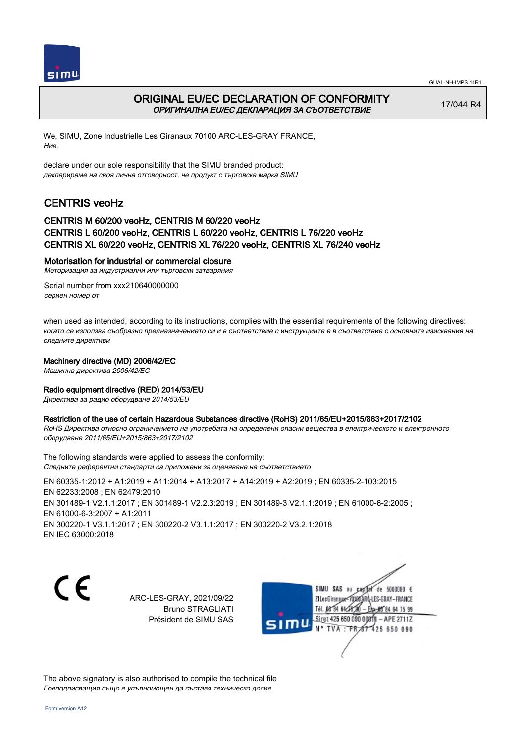# ORIGINAL EU/EC DECLARATION OF CONFORMITY
*ОРИГИНАЛНА EU/EC ДЕКЛАРАЦИЯ ЗА СЪОТВЕТСТВИЕ*

17/044 R4

We, SIMU, Zone Industrielle Les Giranaux 70100 ARC-LES-GRAY FRANCE,
*Ние,*

declare under our sole responsibility that the SIMU branded product:
*декларираме на своя лична отговорност, че продукт с търговска марка SIMU*

## CENTRIS veoHz

### CENTRIS M 60/200 veoHz, CENTRIS M 60/220 veoHz
### CENTRIS L 60/200 veoHz, CENTRIS L 60/220 veoHz, CENTRIS L 76/220 veoHz
### CENTRIS XL 60/220 veoHz, CENTRIS XL 76/220 veoHz, CENTRIS XL 76/240 veoHz

**Motorisation for industrial or commercial closure**
*Моторизация за индустриални или търговски затваряния*

Serial number from xxx210640000000
*сериен номер от*

when used as intended, according to its instructions, complies with the essential requirements of the following directives:
*когато се използва съобразно предназначението си и в съответствие с инструкциите е в съответствие с основните изисквания на следните директиви*

**Machinery directive (MD) 2006/42/EC**
*Машинна директива 2006/42/EC*

**Radio equipment directive (RED) 2014/53/EU**
*Директива за радио оборудване 2014/53/EU*

**Restriction of the use of certain Hazardous Substances directive (RoHS) 2011/65/EU+2015/863+2017/2102**
*RoHS Директива относно ограничението на употребата на определени опасни вещества в електрическото и електронното оборудване 2011/65/EU+2015/863+2017/2102*

The following standards were applied to assess the conformity:
*Следните референтни стандарти са приложени за оценяване на съответствието*

EN 60335-1:2012 + A1:2019 + A11:2014 + A13:2017 + A14:2019 + A2:2019 ; EN 60335-2-103:2015
EN 62233:2008 ; EN 62479:2010
EN 301489-1 V2.1.1:2017 ; EN 301489-1 V2.2.3:2019 ; EN 301489-3 V2.1.1:2019 ; EN 61000-6-2:2005 ;
EN 61000-6-3:2007 + A1:2011
EN 300220-1 V3.1.1:2017 ; EN 300220-2 V3.1.1:2017 ; EN 300220-2 V3.2.1:2018
EN IEC 63000:2018

CE

ARC-LES-GRAY, 2021/09/22
Bruno STRAGLIATI
Président de SIMU SAS

SIMU SAS au capital de 5000000 €
ZI Les Giranaux 70100 ARC-LES-GRAY-FRANCE
Tél. 03 84 64 75 00 – Fax 03 84 64 75 99
Siret 425 650 090 00011 – APE 2711Z
N° TVA : FR 67 425 650 090

The above signatory is also authorised to compile the technical file
*Геоподписващия също е упълномощен да съставя техническо досие*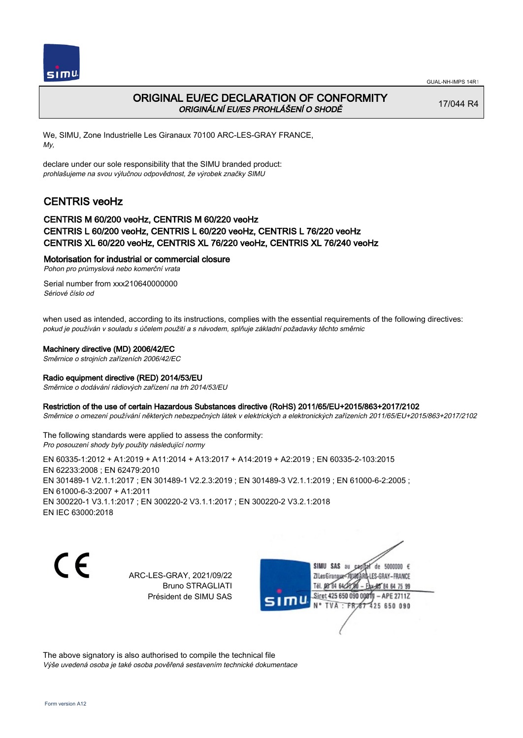GUAL-NH-IMPS 14R1

# ORIGINAL EU/EC DECLARATION OF CONFORMITY
*ORIGINÁLNÍ EU/ES PROHLÁŠENÍ O SHODĚ*

17/044 R4

We, SIMU, Zone Industrielle Les Giranaux 70100 ARC-LES-GRAY FRANCE,
*My,*

declare under our sole responsibility that the SIMU branded product:
*prohlašujeme na svou výlučnou odpovědnost, že výrobek značky SIMU*

## CENTRIS veoHz

### CENTRIS M 60/200 veoHz, CENTRIS M 60/220 veoHz
### CENTRIS L 60/200 veoHz, CENTRIS L 60/220 veoHz, CENTRIS L 76/220 veoHz
### CENTRIS XL 60/220 veoHz, CENTRIS XL 76/220 veoHz, CENTRIS XL 76/240 veoHz

**Motorisation for industrial or commercial closure**
*Pohon pro průmyslová nebo komerční vrata*

Serial number from xxx210640000000
*Sériové číslo od*

when used as intended, according to its instructions, complies with the essential requirements of the following directives:
*pokud je používán v souladu s účelem použití a s návodem, splňuje základní požadavky těchto směrnic*

**Machinery directive (MD) 2006/42/EC**
*Směrnice o strojních zařízeních 2006/42/EC*

**Radio equipment directive (RED) 2014/53/EU**
*Směrnice o dodávání rádiových zařízení na trh 2014/53/EU*

**Restriction of the use of certain Hazardous Substances directive (RoHS) 2011/65/EU+2015/863+2017/2102**
*Směrnice o omezení používání některých nebezpečných látek v elektrických a elektronických zařízeních 2011/65/EU+2015/863+2017/2102*

The following standards were applied to assess the conformity:
*Pro posouzení shody byly použity následující normy*

EN 60335-1:2012 + A1:2019 + A11:2014 + A13:2017 + A14:2019 + A2:2019 ; EN 60335-2-103:2015
EN 62233:2008 ; EN 62479:2010
EN 301489-1 V2.1.1:2017 ; EN 301489-1 V2.2.3:2019 ; EN 301489-3 V2.1.1:2019 ; EN 61000-6-2:2005 ;
EN 61000-6-3:2007 + A1:2011
EN 300220-1 V3.1.1:2017 ; EN 300220-2 V3.1.1:2017 ; EN 300220-2 V3.2.1:2018
EN IEC 63000:2018

CE

ARC-LES-GRAY, 2021/09/22
Bruno STRAGLIATI
Président de SIMU SAS

SIMU SAS au capital de 5000000 €
ZI Les Giranaux 70100 ARC-LES-GRAY-FRANCE
Tél. 03 84 64 75 00 – Fax 03 84 64 75 99
Siret 425 650 090 00011 – APE 2711Z
N° TVA : FR 87 425 650 090

The above signatory is also authorised to compile the technical file
*Výše uvedená osoba je také osoba pověřená sestavením technické dokumentace*

Form version A12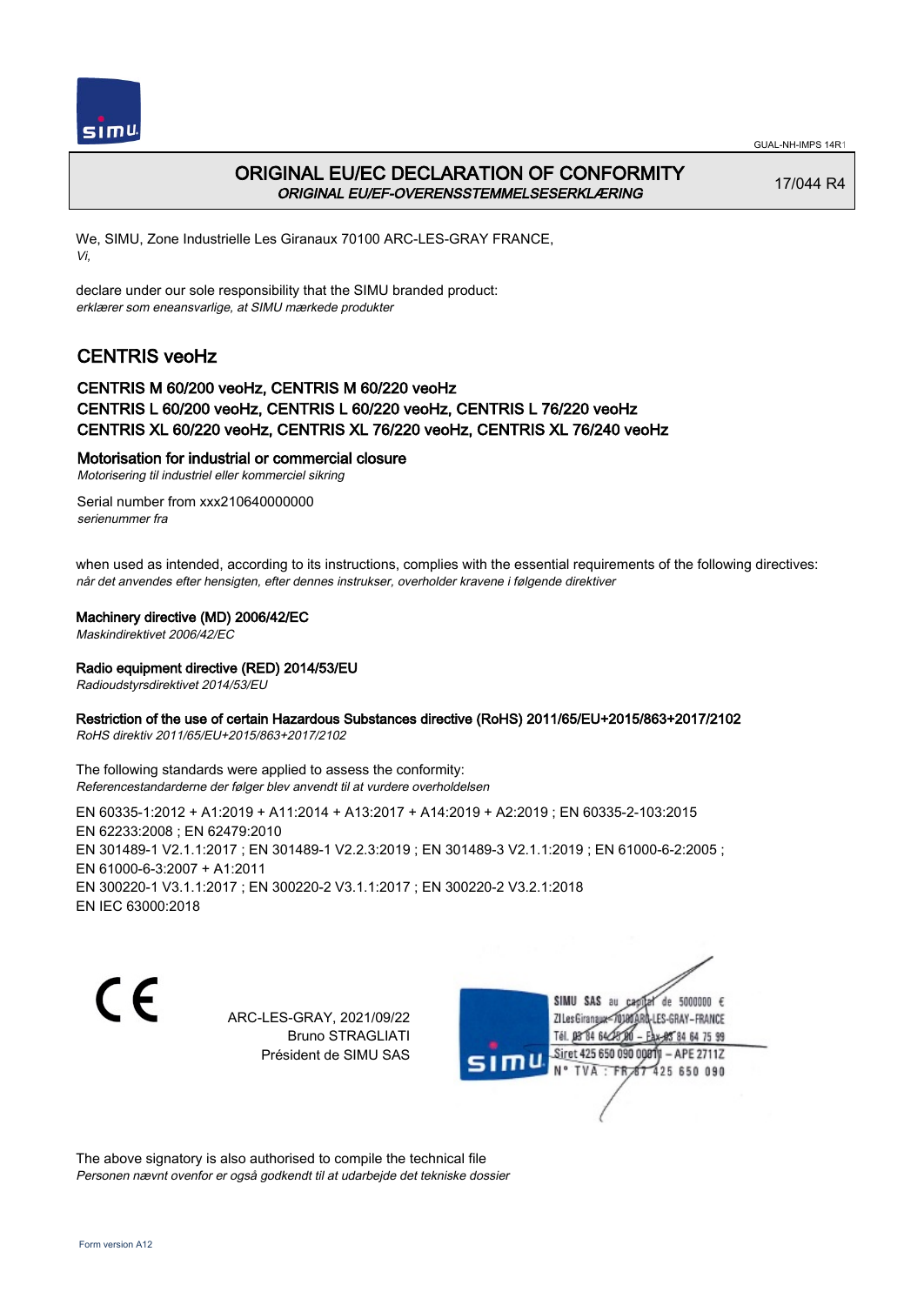GUAL-NH-IMPS 14R1

# ORIGINAL EU/EC DECLARATION OF CONFORMITY

*ORIGINAL EU/EF-OVERENSSTEMMELSESERKLÆRING*

17/044 R4

We, SIMU, Zone Industrielle Les Giranaux 70100 ARC-LES-GRAY FRANCE,
*Vi,*

declare under our sole responsibility that the SIMU branded product:
*erklærer som eneansvarlige, at SIMU mærkede produkter*

## CENTRIS veoHz

### CENTRIS M 60/200 veoHz, CENTRIS M 60/220 veoHz
### CENTRIS L 60/200 veoHz, CENTRIS L 60/220 veoHz, CENTRIS L 76/220 veoHz
### CENTRIS XL 60/220 veoHz, CENTRIS XL 76/220 veoHz, CENTRIS XL 76/240 veoHz

**Motorisation for industrial or commercial closure**
*Motorisering til industriel eller kommerciel sikring*

Serial number from xxx210640000000
*serienummer fra*

when used as intended, according to its instructions, complies with the essential requirements of the following directives:
*når det anvendes efter hensigten, efter dennes instrukser, overholder kravene i følgende direktiver*

**Machinery directive (MD) 2006/42/EC**
*Maskindirektivet 2006/42/EC*

**Radio equipment directive (RED) 2014/53/EU**
*Radioudstyrsdirektivet 2014/53/EU*

**Restriction of the use of certain Hazardous Substances directive (RoHS) 2011/65/EU+2015/863+2017/2102**
*RoHS direktiv 2011/65/EU+2015/863+2017/2102*

The following standards were applied to assess the conformity:
*Referencestandarderne der følger blev anvendt til at vurdere overholdelsen*

EN 60335-1:2012 + A1:2019 + A11:2014 + A13:2017 + A14:2019 + A2:2019 ; EN 60335-2-103:2015
EN 62233:2008 ; EN 62479:2010
EN 301489-1 V2.1.1:2017 ; EN 301489-1 V2.2.3:2019 ; EN 301489-3 V2.1.1:2019 ; EN 61000-6-2:2005 ;
EN 61000-6-3:2007 + A1:2011
EN 300220-1 V3.1.1:2017 ; EN 300220-2 V3.1.1:2017 ; EN 300220-2 V3.2.1:2018
EN IEC 63000:2018

CE

ARC-LES-GRAY, 2021/09/22
Bruno STRAGLIATI
Président de SIMU SAS

SIMU SAS au capital de 5000000 €
ZI Les Giranaux 70100 ARC-LES-GRAY-FRANCE
Tél. 03 84 64 75 00 – Fax 03 84 64 75 99
Siret 425 650 090 00011 – APE 2711Z
N° TVA : FR 87 425 650 090

The above signatory is also authorised to compile the technical file
*Personen nævnt ovenfor er også godkendt til at udarbejde det tekniske dossier*

Form version A12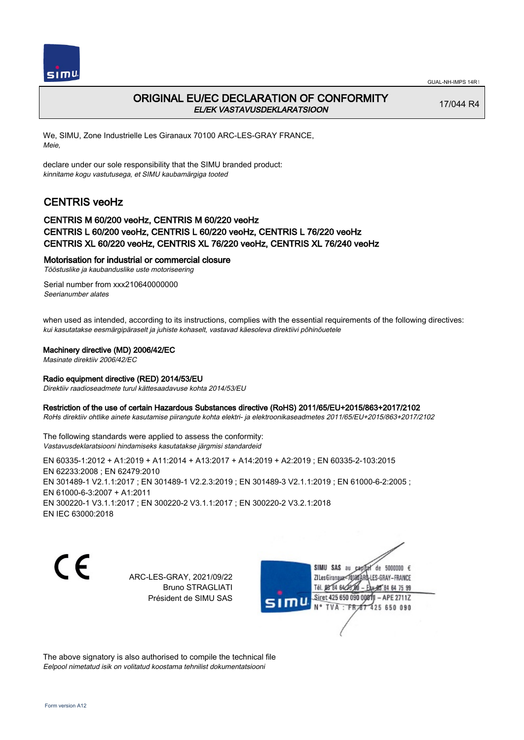GUAL-NH-IMPS 14R1

# ORIGINAL EU/EC DECLARATION OF CONFORMITY
*EL/EK VASTAVUSDEKLARATSIOON*

17/044 R4

We, SIMU, Zone Industrielle Les Giranaux 70100 ARC-LES-GRAY FRANCE,
*Meie,*

declare under our sole responsibility that the SIMU branded product:
*kinnitame kogu vastutusega, et SIMU kaubamärgiga tooted*

## CENTRIS veoHz

### CENTRIS M 60/200 veoHz, CENTRIS M 60/220 veoHz
### CENTRIS L 60/200 veoHz, CENTRIS L 60/220 veoHz, CENTRIS L 76/220 veoHz
### CENTRIS XL 60/220 veoHz, CENTRIS XL 76/220 veoHz, CENTRIS XL 76/240 veoHz

**Motorisation for industrial or commercial closure**
*Tööstuslike ja kaubanduslike uste motoriseering*

Serial number from xxx210640000000
*Seerianumber alates*

when used as intended, according to its instructions, complies with the essential requirements of the following directives:
*kui kasutatakse eesmärgipäraselt ja juhiste kohaselt, vastavad käesoleva direktiivi põhinõuetele*

**Machinery directive (MD) 2006/42/EC**
*Masinate direktiiv 2006/42/EC*

**Radio equipment directive (RED) 2014/53/EU**
*Direktiiv raadioseadmete turul kättesaadavuse kohta 2014/53/EU*

**Restriction of the use of certain Hazardous Substances directive (RoHS) 2011/65/EU+2015/863+2017/2102**
*RoHs direktiiv ohtlike ainete kasutamise piirangute kohta elektri- ja elektroonikaseadmetes 2011/65/EU+2015/863+2017/2102*

The following standards were applied to assess the conformity:
*Vastavusdeklaratsiooni hindamiseks kasutatakse järgmisi standardeid*

EN 60335-1:2012 + A1:2019 + A11:2014 + A13:2017 + A14:2019 + A2:2019 ; EN 60335-2-103:2015
EN 62233:2008 ; EN 62479:2010
EN 301489-1 V2.1.1:2017 ; EN 301489-1 V2.2.3:2019 ; EN 301489-3 V2.1.1:2019 ; EN 61000-6-2:2005 ;
EN 61000-6-3:2007 + A1:2011
EN 300220-1 V3.1.1:2017 ; EN 300220-2 V3.1.1:2017 ; EN 300220-2 V3.2.1:2018
EN IEC 63000:2018

CE

ARC-LES-GRAY, 2021/09/22
Bruno STRAGLIATI
Président de SIMU SAS

SIMU SAS au capital de 5000000 €
ZI Les Giranaux 70100 ARC-LES-GRAY-FRANCE
Tél. 03 84 64 75 00 - Fax 03 84 64 75 99
Siret 425 650 090 00011 - APE 2711Z
N° TVA : FR 87 425 650 090

The above signatory is also authorised to compile the technical file
*Eelpool nimetatud isik on volitatud koostama tehnilist dokumentatsiooni*

Form version A12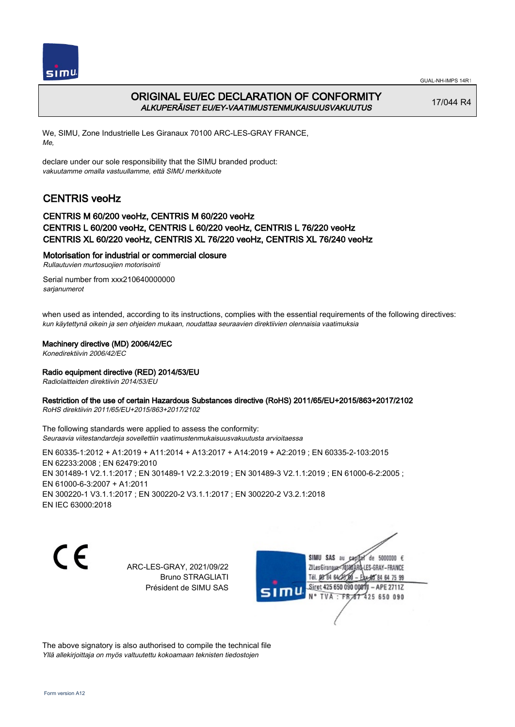GUAL-NH-IMPS 14R1

# ORIGINAL EU/EC DECLARATION OF CONFORMITY
*ALKUPERÄISET EU/EY-VAATIMUSTENMUKAISUUSVAKUUTUS*

17/044 R4

We, SIMU, Zone Industrielle Les Giranaux 70100 ARC-LES-GRAY FRANCE,
*Me,*

declare under our sole responsibility that the SIMU branded product:
*vakuutamme omalla vastuullamme, että SIMU merkkituote*

## CENTRIS veoHz

### CENTRIS M 60/200 veoHz, CENTRIS M 60/220 veoHz
### CENTRIS L 60/200 veoHz, CENTRIS L 60/220 veoHz, CENTRIS L 76/220 veoHz
### CENTRIS XL 60/220 veoHz, CENTRIS XL 76/220 veoHz, CENTRIS XL 76/240 veoHz

**Motorisation for industrial or commercial closure**
*Rullautuvien murtosuojien motorisointi*

Serial number from xxx210640000000
*sarjanumerot*

when used as intended, according to its instructions, complies with the essential requirements of the following directives:
*kun käytettynä oikein ja sen ohjeiden mukaan, noudattaa seuraavien direktiivien olennaisia vaatimuksia*

**Machinery directive (MD) 2006/42/EC**
*Konedirektiivin 2006/42/EC*

**Radio equipment directive (RED) 2014/53/EU**
*Radiolaitteiden direktiivin 2014/53/EU*

**Restriction of the use of certain Hazardous Substances directive (RoHS) 2011/65/EU+2015/863+2017/2102**
*RoHS direktiivin 2011/65/EU+2015/863+2017/2102*

The following standards were applied to assess the conformity:
*Seuraavia viitestandardeja sovellettiin vaatimustenmukaisuusvakuutusta arvioitaessa*

EN 60335-1:2012 + A1:2019 + A11:2014 + A13:2017 + A14:2019 + A2:2019 ; EN 60335-2-103:2015
EN 62233:2008 ; EN 62479:2010
EN 301489-1 V2.1.1:2017 ; EN 301489-1 V2.2.3:2019 ; EN 301489-3 V2.1.1:2019 ; EN 61000-6-2:2005 ;
EN 61000-6-3:2007 + A1:2011
EN 300220-1 V3.1.1:2017 ; EN 300220-2 V3.1.1:2017 ; EN 300220-2 V3.2.1:2018
EN IEC 63000:2018

CE

ARC-LES-GRAY, 2021/09/22
Bruno STRAGLIATI
Président de SIMU SAS

SIMU SAS au capital de 5000000 €
ZI Les Giranaux 70100 ARC-LES-GRAY-FRANCE
Tél. 03 84 64 75 00 – Fax 03 84 64 75 99
Siret 425 650 090 00011 – APE 2711Z
N° TVA : FR 87 425 650 090

The above signatory is also authorised to compile the technical file
*Yllä allekirjoittaja on myös valtuutettu kokoamaan teknisten tiedostojen*

Form version A12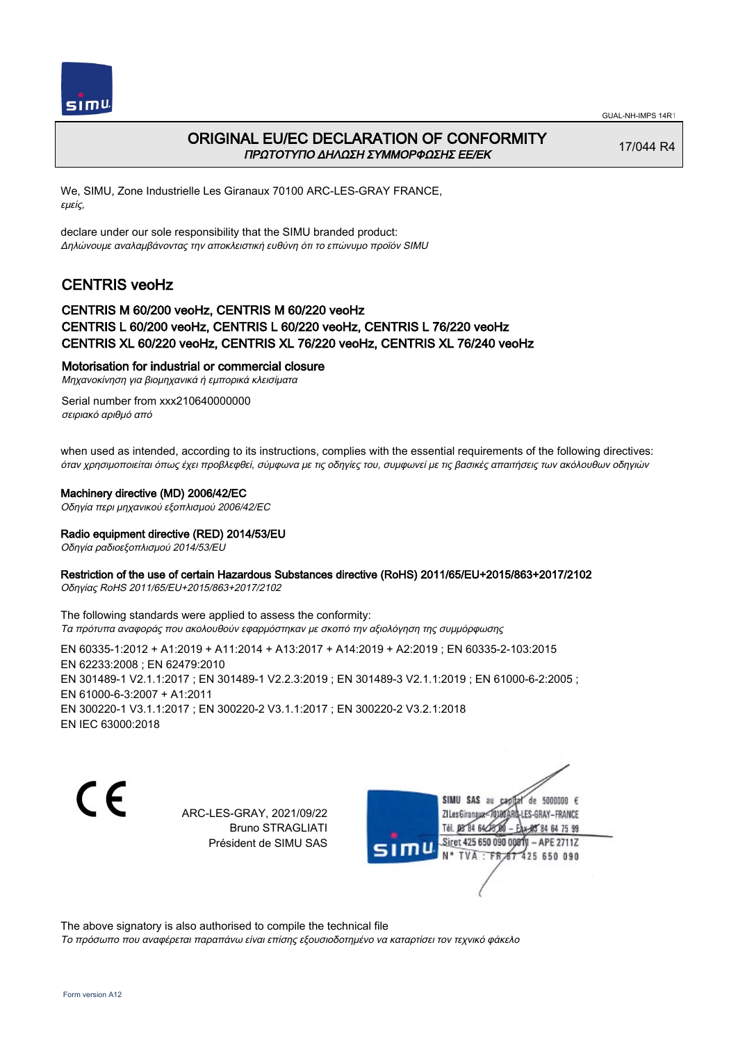GUAL-NH-IMPS 14R1

# ORIGINAL EU/EC DECLARATION OF CONFORMITY
*ΠΡΩΤΟΤΥΠΟ ΔΗΛΩΣΗ ΣΥΜΜΟΡΦΩΣΗΣ ΕΕ/ΕΚ*

17/044 R4

We, SIMU, Zone Industrielle Les Giranaux 70100 ARC-LES-GRAY FRANCE,
*εμείς,*

declare under our sole responsibility that the SIMU branded product:
*Δηλώνουμε αναλαμβάνοντας την αποκλειστική ευθύνη ότι το επώνυμο προϊόν SIMU*

## CENTRIS veoHz

### CENTRIS M 60/200 veoHz, CENTRIS M 60/220 veoHz
### CENTRIS L 60/200 veoHz, CENTRIS L 60/220 veoHz, CENTRIS L 76/220 veoHz
### CENTRIS XL 60/220 veoHz, CENTRIS XL 76/220 veoHz, CENTRIS XL 76/240 veoHz

**Motorisation for industrial or commercial closure**
*Μηχανοκίνηση για βιομηχανικά ή εμπορικά κλεισίματα*

Serial number from xxx210640000000
*σειριακό αριθμό από*

when used as intended, according to its instructions, complies with the essential requirements of the following directives:
*όταν χρησιμοποιείται όπως έχει προβλεφθεί, σύμφωνα με τις οδηγίες του, συμφωνεί με τις βασικές απαιτήσεις των ακόλουθων οδηγιών*

**Machinery directive (MD) 2006/42/EC**
*Οδηγία περί μηχανικού εξοπλισμού 2006/42/EC*

**Radio equipment directive (RED) 2014/53/EU**
*Οδηγία ραδιοεξοπλισμού 2014/53/EU*

**Restriction of the use of certain Hazardous Substances directive (RoHS) 2011/65/EU+2015/863+2017/2102**
*Οδηγίας RoHS 2011/65/EU+2015/863+2017/2102*

The following standards were applied to assess the conformity:
*Τα πρότυπα αναφοράς που ακολουθούν εφαρμόστηκαν με σκοπό την αξιολόγηση της συμμόρφωσης*

EN 60335-1:2012 + A1:2019 + A11:2014 + A13:2017 + A14:2019 + A2:2019 ; EN 60335-2-103:2015
EN 62233:2008 ; EN 62479:2010
EN 301489-1 V2.1.1:2017 ; EN 301489-1 V2.2.3:2019 ; EN 301489-3 V2.1.1:2019 ; EN 61000-6-2:2005 ;
EN 61000-6-3:2007 + A1:2011
EN 300220-1 V3.1.1:2017 ; EN 300220-2 V3.1.1:2017 ; EN 300220-2 V3.2.1:2018
EN IEC 63000:2018

CE

ARC-LES-GRAY, 2021/09/22
Bruno STRAGLIATI
Président de SIMU SAS

SIMU SAS au capital de 5000000 €
ZI Les Giranaux 70100 ARC-LES-GRAY-FRANCE
Tél. 03 84 64 75 00 – Fax 03 84 64 75 99
Siret 425 650 090 00011 – APE 2711Z
N° TVA : FR 87 425 650 090

The above signatory is also authorised to compile the technical file
*Το πρόσωπο που αναφέρεται παραπάνω είναι επίσης εξουσιοδοτημένο να καταρτίσει τον τεχνικό φάκελο*

Form version A12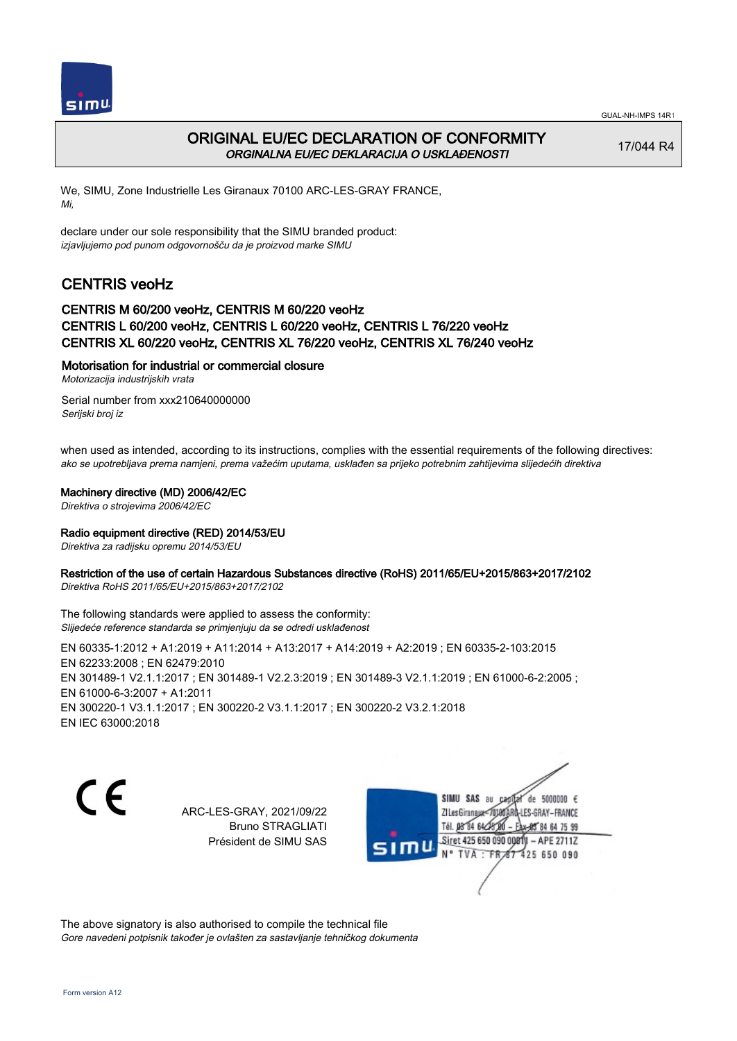# ORIGINAL EU/EC DECLARATION OF CONFORMITY
*ORGINALNA EU/EC DEKLARACIJA O USKLAĐENOSTI*

17/044 R4

We, SIMU, Zone Industrielle Les Giranaux 70100 ARC-LES-GRAY FRANCE,
*Mi,*

declare under our sole responsibility that the SIMU branded product:
*izjavljujemo pod punom odgovornošču da je proizvod marke SIMU*

## CENTRIS veoHz

### CENTRIS M 60/200 veoHz, CENTRIS M 60/220 veoHz
### CENTRIS L 60/200 veoHz, CENTRIS L 60/220 veoHz, CENTRIS L 76/220 veoHz
### CENTRIS XL 60/220 veoHz, CENTRIS XL 76/220 veoHz, CENTRIS XL 76/240 veoHz

**Motorisation for industrial or commercial closure**
*Motorizacija industrijskih vrata*

Serial number from xxx210640000000
*Serijski broj iz*

when used as intended, according to its instructions, complies with the essential requirements of the following directives:
*ako se upotrebljava prema namjeni, prema važećim uputama, usklađen sa prijeko potrebnim zahtijevima slijedećih direktiva*

**Machinery directive (MD) 2006/42/EC**
*Direktiva o strojevima 2006/42/EC*

**Radio equipment directive (RED) 2014/53/EU**
*Direktiva za radijsku opremu 2014/53/EU*

**Restriction of the use of certain Hazardous Substances directive (RoHS) 2011/65/EU+2015/863+2017/2102**
*Direktiva RoHS 2011/65/EU+2015/863+2017/2102*

The following standards were applied to assess the conformity:
*Slijedeće reference standarda se primjenjuju da se odredi usklađenost*

EN 60335-1:2012 + A1:2019 + A11:2014 + A13:2017 + A14:2019 + A2:2019 ; EN 60335-2-103:2015
EN 62233:2008 ; EN 62479:2010
EN 301489-1 V2.1.1:2017 ; EN 301489-1 V2.2.3:2019 ; EN 301489-3 V2.1.1:2019 ; EN 61000-6-2:2005 ;
EN 61000-6-3:2007 + A1:2011
EN 300220-1 V3.1.1:2017 ; EN 300220-2 V3.1.1:2017 ; EN 300220-2 V3.2.1:2018
EN IEC 63000:2018

CE

ARC-LES-GRAY, 2021/09/22
Bruno STRAGLIATI
Président de SIMU SAS

SIMU SAS au capital de 5000000 €
ZI Les Giranaux 70100 ARC-LES-GRAY–FRANCE
Tél. 03 84 64 75 00 – Fax 03 84 64 75 99
Siret 425 650 090 00011 – APE 2711Z
N° TVA : FR 87 425 650 090

The above signatory is also authorised to compile the technical file
*Gore navedeni potpisnik također je ovlašten za sastavljanje tehničkog dokumenta*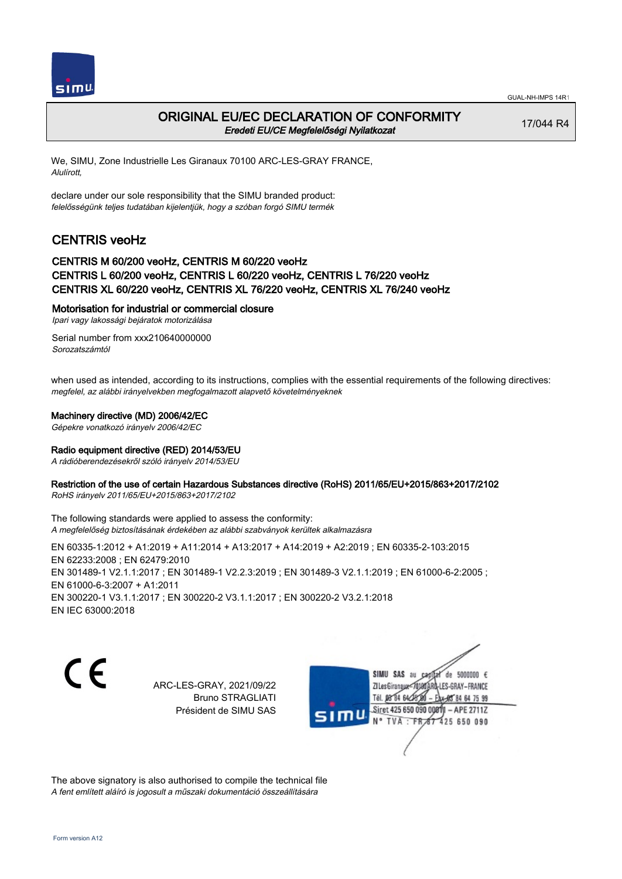GUAL-NH-IMPS 14R1

# ORIGINAL EU/EC DECLARATION OF CONFORMITY
*Eredeti EU/CE Megfelelőségi Nyilatkozat*

17/044 R4

We, SIMU, Zone Industrielle Les Giranaux 70100 ARC-LES-GRAY FRANCE,
*Alulírott,*

declare under our sole responsibility that the SIMU branded product:
*felelősségünk teljes tudatában kijelentjük, hogy a szóban forgó SIMU termék*

## CENTRIS veoHz

### CENTRIS M 60/200 veoHz, CENTRIS M 60/220 veoHz
### CENTRIS L 60/200 veoHz, CENTRIS L 60/220 veoHz, CENTRIS L 76/220 veoHz
### CENTRIS XL 60/220 veoHz, CENTRIS XL 76/220 veoHz, CENTRIS XL 76/240 veoHz

**Motorisation for industrial or commercial closure**
*Ipari vagy lakossági bejáratok motorizálása*

Serial number from xxx210640000000
*Sorozatszámtól*

when used as intended, according to its instructions, complies with the essential requirements of the following directives:
*megfelel, az alábbi irányelvekben megfogalmazott alapvető követelményeknek*

**Machinery directive (MD) 2006/42/EC**
*Gépekre vonatkozó irányelv 2006/42/EC*

**Radio equipment directive (RED) 2014/53/EU**
*A rádióberendezésekről szóló irányelv 2014/53/EU*

**Restriction of the use of certain Hazardous Substances directive (RoHS) 2011/65/EU+2015/863+2017/2102**
*RoHS irányelv 2011/65/EU+2015/863+2017/2102*

The following standards were applied to assess the conformity:
*A megfelelőség biztosításának érdekében az alábbi szabványok kerültek alkalmazásra*

EN 60335-1:2012 + A1:2019 + A11:2014 + A13:2017 + A14:2019 + A2:2019 ; EN 60335-2-103:2015
EN 62233:2008 ; EN 62479:2010
EN 301489-1 V2.1.1:2017 ; EN 301489-1 V2.2.3:2019 ; EN 301489-3 V2.1.1:2019 ; EN 61000-6-2:2005 ;
EN 61000-6-3:2007 + A1:2011
EN 300220-1 V3.1.1:2017 ; EN 300220-2 V3.1.1:2017 ; EN 300220-2 V3.2.1:2018
EN IEC 63000:2018

CE

ARC-LES-GRAY, 2021/09/22
Bruno STRAGLIATI
Président de SIMU SAS

SIMU SAS au capital de 5000000 €
ZI Les Giranaux 70100 ARC-LES-GRAY-FRANCE
Tél. 03 84 64 75 00 – Fax 03 84 64 75 99
Siret 425 650 090 00011 – APE 2711Z
N° TVA : FR 87 425 650 090

The above signatory is also authorised to compile the technical file
*A fent említett aláíró is jogosult a műszaki dokumentáció összeállítására*

Form version A12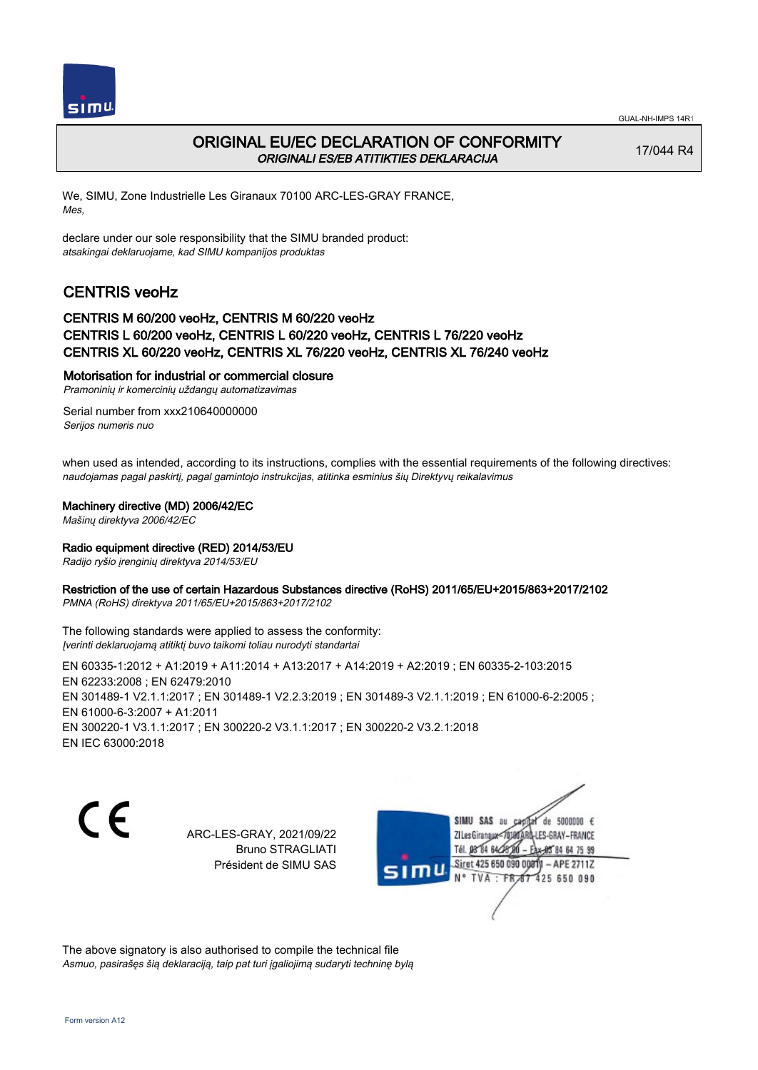# ORIGINAL EU/EC DECLARATION OF CONFORMITY

*ORIGINALI ES/EB ATITIKTIES DEKLARACIJA*

17/044 R4

We, SIMU, Zone Industrielle Les Giranaux 70100 ARC-LES-GRAY FRANCE,
*Mes,*

declare under our sole responsibility that the SIMU branded product:
*atsakingai deklaruojame, kad SIMU kompanijos produktas*

## CENTRIS veoHz

### CENTRIS M 60/200 veoHz, CENTRIS M 60/220 veoHz
### CENTRIS L 60/200 veoHz, CENTRIS L 60/220 veoHz, CENTRIS L 76/220 veoHz
### CENTRIS XL 60/220 veoHz, CENTRIS XL 76/220 veoHz, CENTRIS XL 76/240 veoHz

**Motorisation for industrial or commercial closure**
*Pramoninių ir komercinių uždangų automatizavimas*

Serial number from xxx210640000000
*Serijos numeris nuo*

when used as intended, according to its instructions, complies with the essential requirements of the following directives:
*naudojamas pagal paskirtį, pagal gamintojo instrukcijas, atitinka esminius šių Direktyvų reikalavimus*

**Machinery directive (MD) 2006/42/EC**
*Mašinų direktyva 2006/42/EC*

**Radio equipment directive (RED) 2014/53/EU**
*Radijo ryšio įrenginių direktyva 2014/53/EU*

**Restriction of the use of certain Hazardous Substances directive (RoHS) 2011/65/EU+2015/863+2017/2102**
*PMNA (RoHS) direktyva 2011/65/EU+2015/863+2017/2102*

The following standards were applied to assess the conformity:
*Įverinti deklaruojamą atitiktį buvo taikomi toliau nurodyti standartai*

EN 60335-1:2012 + A1:2019 + A11:2014 + A13:2017 + A14:2019 + A2:2019 ; EN 60335-2-103:2015
EN 62233:2008 ; EN 62479:2010
EN 301489-1 V2.1.1:2017 ; EN 301489-1 V2.2.3:2019 ; EN 301489-3 V2.1.1:2019 ; EN 61000-6-2:2005 ;
EN 61000-6-3:2007 + A1:2011
EN 300220-1 V3.1.1:2017 ; EN 300220-2 V3.1.1:2017 ; EN 300220-2 V3.2.1:2018
EN IEC 63000:2018

CE

ARC-LES-GRAY, 2021/09/22
Bruno STRAGLIATI
Président de SIMU SAS

SIMU SAS au capital de 5000000 €
ZI Les Giranaux 70100 ARC-LES-GRAY-FRANCE
Tél. 03 84 64 75 00 – Fax 03 84 64 75 99
Siret 425 650 090 00011 – APE 2711Z
N° TVA : FR 87 425 650 090

The above signatory is also authorised to compile the technical file
*Asmuo, pasirašęs šią deklaraciją, taip pat turi įgaliojimą sudaryti techninę bylą*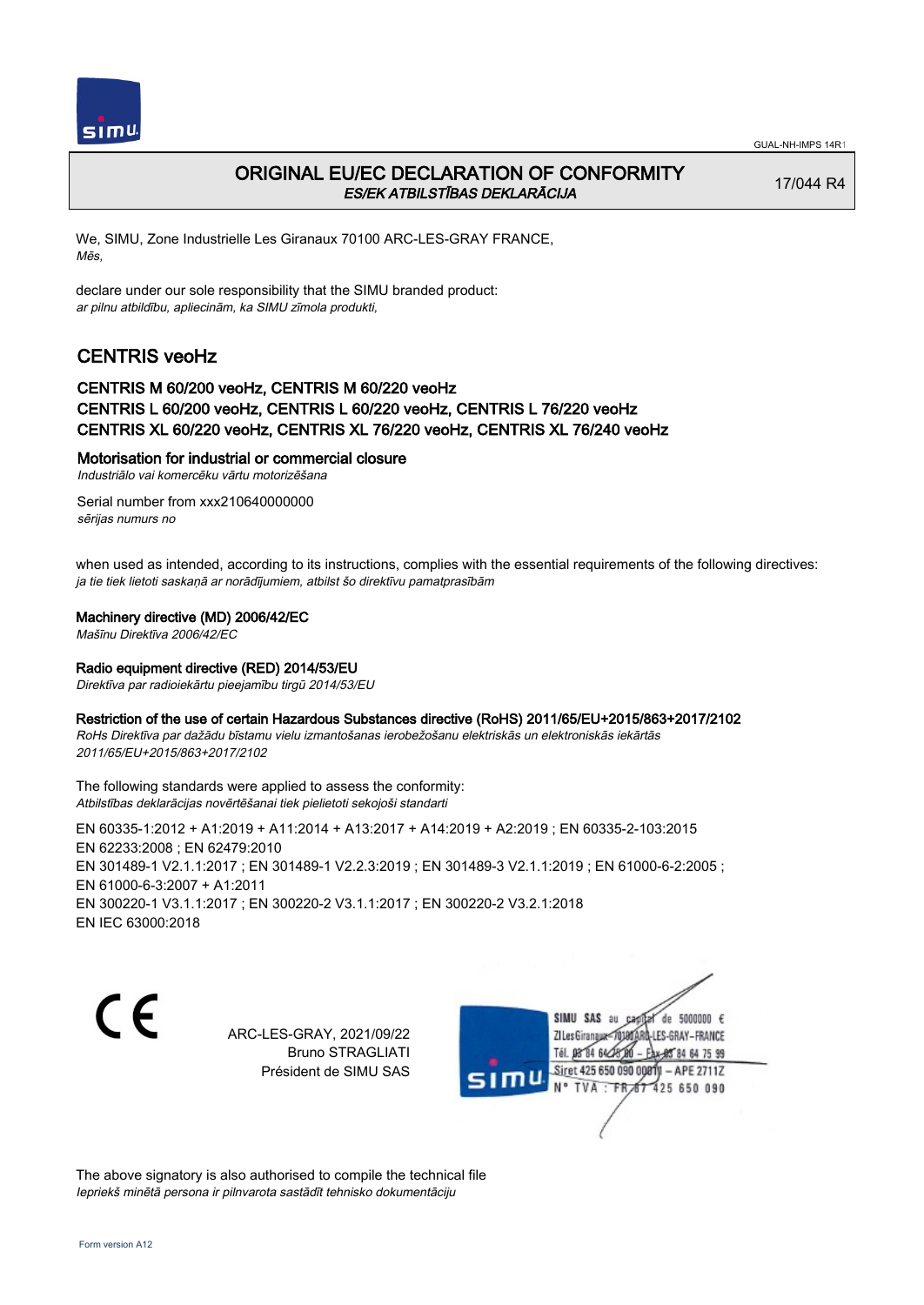GUAL-NH-IMPS 14R1

# ORIGINAL EU/EC DECLARATION OF CONFORMITY
*ES/EK ATBILSTĪBAS DEKLARĀCIJA*

17/044 R4

We, SIMU, Zone Industrielle Les Giranaux 70100 ARC-LES-GRAY FRANCE,
*Mēs,*

declare under our sole responsibility that the SIMU branded product:
*ar pilnu atbildību, apliecinām, ka SIMU zīmola produkti,*

## CENTRIS veoHz

### CENTRIS M 60/200 veoHz, CENTRIS M 60/220 veoHz
### CENTRIS L 60/200 veoHz, CENTRIS L 60/220 veoHz, CENTRIS L 76/220 veoHz
### CENTRIS XL 60/220 veoHz, CENTRIS XL 76/220 veoHz, CENTRIS XL 76/240 veoHz

**Motorisation for industrial or commercial closure**
*Industriālo vai komercēku vārtu motorizēšana*

Serial number from xxx210640000000
*sērijas numurs no*

when used as intended, according to its instructions, complies with the essential requirements of the following directives:
*ja tie tiek lietoti saskaņā ar norādījumiem, atbilst šo direktīvu pamatprasībām*

**Machinery directive (MD) 2006/42/EC**
*Mašīnu Direktīva 2006/42/EC*

**Radio equipment directive (RED) 2014/53/EU**
*Direktīva par radioiekārtu pieejamību tirgū 2014/53/EU*

**Restriction of the use of certain Hazardous Substances directive (RoHS) 2011/65/EU+2015/863+2017/2102**
*RoHs Direktīva par dažādu bīstamu vielu izmantošanas ierobežošanu elektriskās un elektroniskās iekārtās 2011/65/EU+2015/863+2017/2102*

The following standards were applied to assess the conformity:
*Atbilstības deklarācijas novērtēšanai tiek pielietoti sekojoši standarti*

EN 60335-1:2012 + A1:2019 + A11:2014 + A13:2017 + A14:2019 + A2:2019 ; EN 60335-2-103:2015
EN 62233:2008 ; EN 62479:2010
EN 301489-1 V2.1.1:2017 ; EN 301489-1 V2.2.3:2019 ; EN 301489-3 V2.1.1:2019 ; EN 61000-6-2:2005 ;
EN 61000-6-3:2007 + A1:2011
EN 300220-1 V3.1.1:2017 ; EN 300220-2 V3.1.1:2017 ; EN 300220-2 V3.2.1:2018
EN IEC 63000:2018

CE

ARC-LES-GRAY, 2021/09/22
Bruno STRAGLIATI
Président de SIMU SAS

SIMU SAS au capital de 5000000 €
ZI Les Giranaux 70100 ARC-LES-GRAY-FRANCE
Tél. 03 84 64 75 00 – Fax 03 84 64 75 99
Siret 425 650 090 00011 – APE 2711Z
N° TVA : FR 87 425 650 090

The above signatory is also authorised to compile the technical file
*Iepriekš minētā persona ir pilnvarota sastādīt tehnisko dokumentāciju*

Form version A12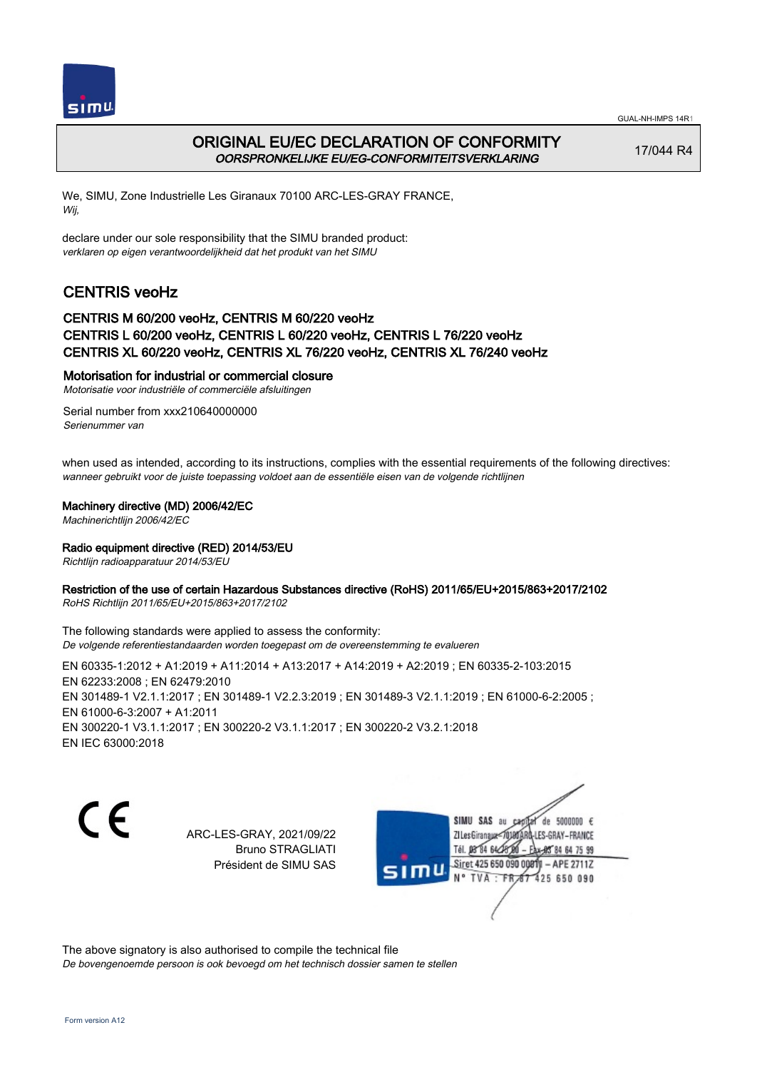# ORIGINAL EU/EC DECLARATION OF CONFORMITY

*OORSPRONKELIJKE EU/EG-CONFORMITEITSVERKLARING*

17/044 R4

We, SIMU, Zone Industrielle Les Giranaux 70100 ARC-LES-GRAY FRANCE,
*Wij,*

declare under our sole responsibility that the SIMU branded product:
*verklaren op eigen verantwoordelijkheid dat het produkt van het SIMU*

## CENTRIS veoHz

### CENTRIS M 60/200 veoHz, CENTRIS M 60/220 veoHz
### CENTRIS L 60/200 veoHz, CENTRIS L 60/220 veoHz, CENTRIS L 76/220 veoHz
### CENTRIS XL 60/220 veoHz, CENTRIS XL 76/220 veoHz, CENTRIS XL 76/240 veoHz

**Motorisation for industrial or commercial closure**
*Motorisatie voor industriële of commerciële afsluitingen*

Serial number from xxx210640000000
*Serienummer van*

when used as intended, according to its instructions, complies with the essential requirements of the following directives:
*wanneer gebruikt voor de juiste toepassing voldoet aan de essentiële eisen van de volgende richtlijnen*

**Machinery directive (MD) 2006/42/EC**
*Machinerichtlijn 2006/42/EC*

**Radio equipment directive (RED) 2014/53/EU**
*Richtlijn radioapparatuur 2014/53/EU*

**Restriction of the use of certain Hazardous Substances directive (RoHS) 2011/65/EU+2015/863+2017/2102**
*RoHS Richtlijn 2011/65/EU+2015/863+2017/2102*

The following standards were applied to assess the conformity:
*De volgende referentiestandaarden worden toegepast om de overeenstemming te evalueren*

EN 60335-1:2012 + A1:2019 + A11:2014 + A13:2017 + A14:2019 + A2:2019 ; EN 60335-2-103:2015
EN 62233:2008 ; EN 62479:2010
EN 301489-1 V2.1.1:2017 ; EN 301489-1 V2.2.3:2019 ; EN 301489-3 V2.1.1:2019 ; EN 61000-6-2:2005 ;
EN 61000-6-3:2007 + A1:2011
EN 300220-1 V3.1.1:2017 ; EN 300220-2 V3.1.1:2017 ; EN 300220-2 V3.2.1:2018
EN IEC 63000:2018

CE

ARC-LES-GRAY, 2021/09/22
Bruno STRAGLIATI
Président de SIMU SAS

SIMU SAS au capital de 5000000 €
ZI Les Giranaux 70100 ARC-LES-GRAY-FRANCE
Tél. 03 84 64 75 00 – Fax 03 84 64 75 99
Siret 425 650 090 00011 – APE 2711Z
N° TVA : FR 87 425 650 090

The above signatory is also authorised to compile the technical file
*De bovengenoemde persoon is ook bevoegd om het technisch dossier samen te stellen*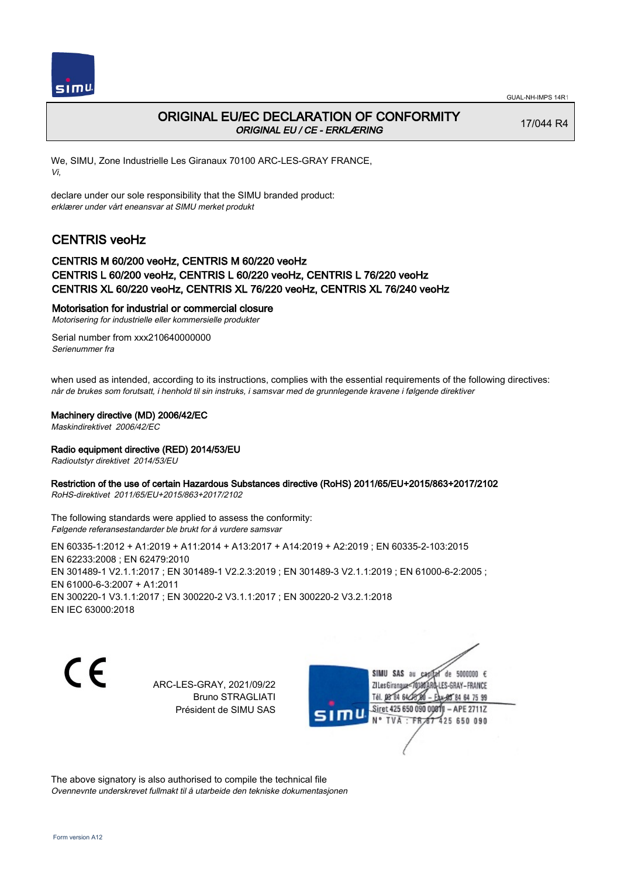GUAL-NH-IMPS 14R1

# ORIGINAL EU/EC DECLARATION OF CONFORMITY
*ORIGINAL EU / CE - ERKLÆRING*

17/044 R4

We, SIMU, Zone Industrielle Les Giranaux 70100 ARC-LES-GRAY FRANCE,
*Vi,*

declare under our sole responsibility that the SIMU branded product:
*erklærer under vårt eneansvar at SIMU merket produkt*

## CENTRIS veoHz

### CENTRIS M 60/200 veoHz, CENTRIS M 60/220 veoHz
### CENTRIS L 60/200 veoHz, CENTRIS L 60/220 veoHz, CENTRIS L 76/220 veoHz
### CENTRIS XL 60/220 veoHz, CENTRIS XL 76/220 veoHz, CENTRIS XL 76/240 veoHz

**Motorisation for industrial or commercial closure**
*Motorisering for industrielle eller kommersielle produkter*

Serial number from xxx210640000000
*Serienummer fra*

when used as intended, according to its instructions, complies with the essential requirements of the following directives:
*når de brukes som forutsatt, i henhold til sin instruks, i samsvar med de grunnlegende kravene i følgende direktiver*

**Machinery directive (MD) 2006/42/EC**
*Maskindirektivet 2006/42/EC*

**Radio equipment directive (RED) 2014/53/EU**
*Radioutstyr direktivet 2014/53/EU*

**Restriction of the use of certain Hazardous Substances directive (RoHS) 2011/65/EU+2015/863+2017/2102**
*RoHS-direktivet 2011/65/EU+2015/863+2017/2102*

The following standards were applied to assess the conformity:
*Følgende referansestandarder ble brukt for å vurdere samsvar*

EN 60335-1:2012 + A1:2019 + A11:2014 + A13:2017 + A14:2019 + A2:2019 ; EN 60335-2-103:2015
EN 62233:2008 ; EN 62479:2010
EN 301489-1 V2.1.1:2017 ; EN 301489-1 V2.2.3:2019 ; EN 301489-3 V2.1.1:2019 ; EN 61000-6-2:2005 ;
EN 61000-6-3:2007 + A1:2011
EN 300220-1 V3.1.1:2017 ; EN 300220-2 V3.1.1:2017 ; EN 300220-2 V3.2.1:2018
EN IEC 63000:2018

CE

ARC-LES-GRAY, 2021/09/22
Bruno STRAGLIATI
Président de SIMU SAS

SIMU SAS au capital de 5000000 €
ZI Les Giranaux - 70100 ARC-LES-GRAY - FRANCE
Tél. 03 84 64 75 00 - Fax 03 84 64 75 99
Siret 425 650 090 00011 - APE 2711Z
N° TVA : FR 87 425 650 090

The above signatory is also authorised to compile the technical file
*Ovennevnte underskrevet fullmakt til å utarbeide den tekniske dokumentasjonen*

Form version A12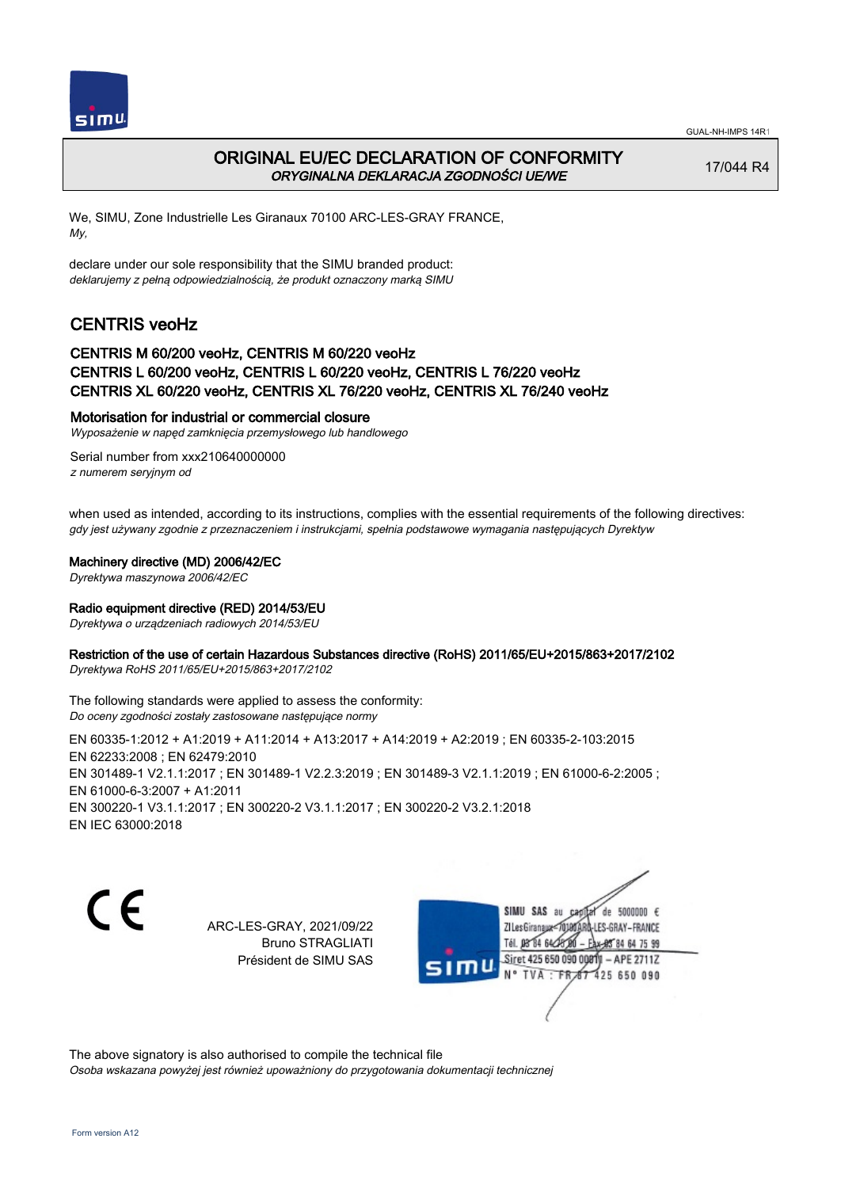# ORIGINAL EU/EC DECLARATION OF CONFORMITY

*ORYGINALNA DEKLARACJA ZGODNOŚCI UE/WE*

17/044 R4

We, SIMU, Zone Industrielle Les Giranaux 70100 ARC-LES-GRAY FRANCE,
*My,*

declare under our sole responsibility that the SIMU branded product:
*deklarujemy z pełną odpowiedzialnością, że produkt oznaczony marką SIMU*

## CENTRIS veoHz

### CENTRIS M 60/200 veoHz, CENTRIS M 60/220 veoHz
### CENTRIS L 60/200 veoHz, CENTRIS L 60/220 veoHz, CENTRIS L 76/220 veoHz
### CENTRIS XL 60/220 veoHz, CENTRIS XL 76/220 veoHz, CENTRIS XL 76/240 veoHz

**Motorisation for industrial or commercial closure**
*Wyposażenie w napęd zamknięcia przemysłowego lub handlowego*

Serial number from xxx210640000000
*z numerem seryjnym od*

when used as intended, according to its instructions, complies with the essential requirements of the following directives:
*gdy jest używany zgodnie z przeznaczeniem i instrukcjami, spełnia podstawowe wymagania następujących Dyrektyw*

**Machinery directive (MD) 2006/42/EC**
*Dyrektywa maszynowa 2006/42/EC*

**Radio equipment directive (RED) 2014/53/EU**
*Dyrektywa o urządzeniach radiowych 2014/53/EU*

**Restriction of the use of certain Hazardous Substances directive (RoHS) 2011/65/EU+2015/863+2017/2102**
*Dyrektywa RoHS 2011/65/EU+2015/863+2017/2102*

The following standards were applied to assess the conformity:
*Do oceny zgodności zostały zastosowane następujące normy*

EN 60335-1:2012 + A1:2019 + A11:2014 + A13:2017 + A14:2019 + A2:2019 ; EN 60335-2-103:2015
EN 62233:2008 ; EN 62479:2010
EN 301489-1 V2.1.1:2017 ; EN 301489-1 V2.2.3:2019 ; EN 301489-3 V2.1.1:2019 ; EN 61000-6-2:2005 ;
EN 61000-6-3:2007 + A1:2011
EN 300220-1 V3.1.1:2017 ; EN 300220-2 V3.1.1:2017 ; EN 300220-2 V3.2.1:2018
EN IEC 63000:2018

CE

ARC-LES-GRAY, 2021/09/22
Bruno STRAGLIATI
Président de SIMU SAS

SIMU SAS au capital de 5000000 €
ZI Les Giranaux 70100 ARC-LES-GRAY–FRANCE
Tél. 03 84 64 75 00 – Fax 03 84 64 75 99
Siret 425 650 090 00011 – APE 2711Z
N° TVA : FR 87 425 650 090

The above signatory is also authorised to compile the technical file
*Osoba wskazana powyżej jest również upoważniony do przygotowania dokumentacji technicznej*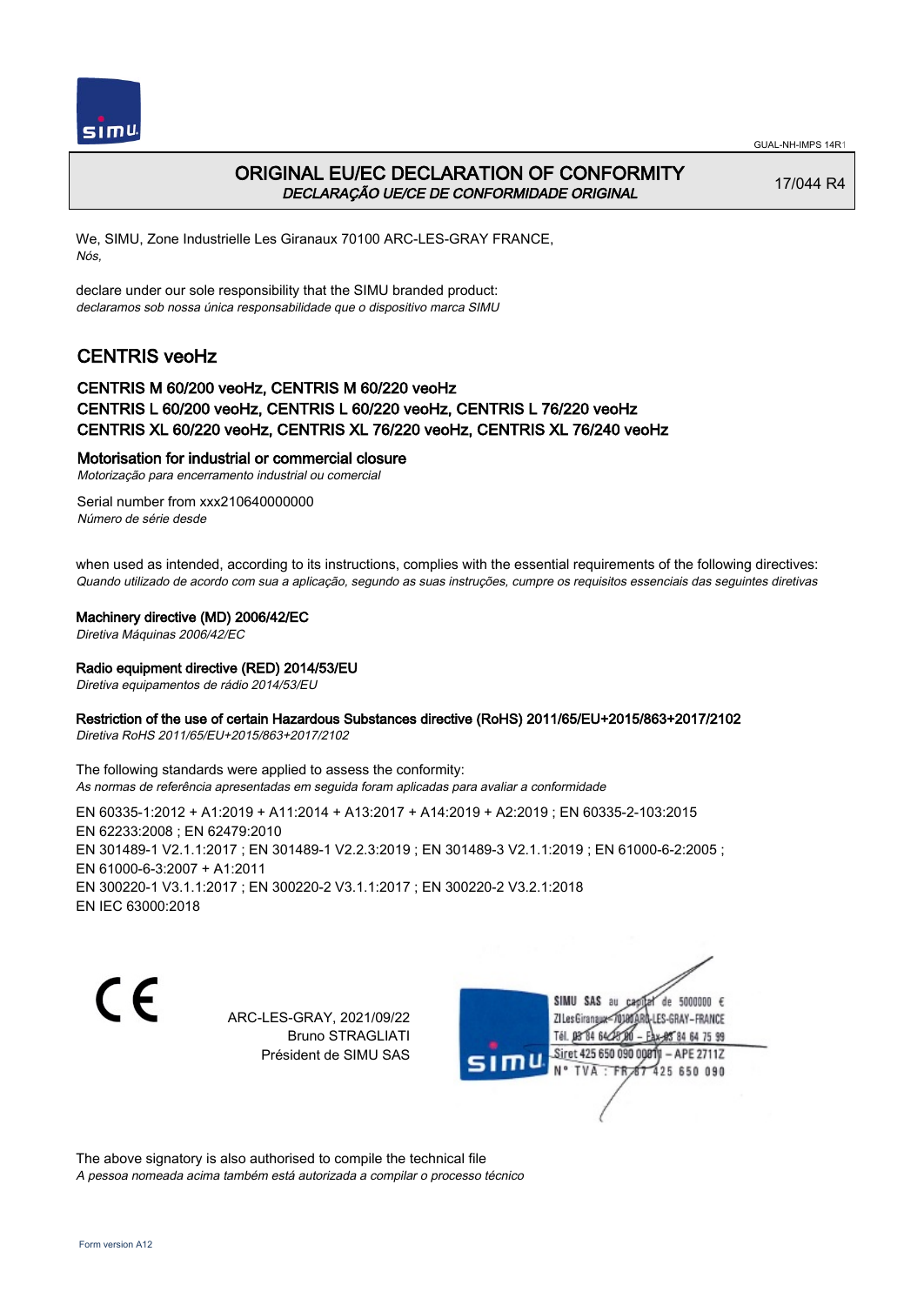# ORIGINAL EU/EC DECLARATION OF CONFORMITY
*DECLARAÇÃO UE/CE DE CONFORMIDADE ORIGINAL*

17/044 R4

We, SIMU, Zone Industrielle Les Giranaux 70100 ARC-LES-GRAY FRANCE,
*Nós,*

declare under our sole responsibility that the SIMU branded product:
*declaramos sob nossa única responsabilidade que o dispositivo marca SIMU*

## CENTRIS veoHz

### CENTRIS M 60/200 veoHz, CENTRIS M 60/220 veoHz
### CENTRIS L 60/200 veoHz, CENTRIS L 60/220 veoHz, CENTRIS L 76/220 veoHz
### CENTRIS XL 60/220 veoHz, CENTRIS XL 76/220 veoHz, CENTRIS XL 76/240 veoHz

**Motorisation for industrial or commercial closure**
*Motorização para encerramento industrial ou comercial*

Serial number from xxx210640000000
*Número de série desde*

when used as intended, according to its instructions, complies with the essential requirements of the following directives:
*Quando utilizado de acordo com sua a aplicação, segundo as suas instruções, cumpre os requisitos essenciais das seguintes diretivas*

**Machinery directive (MD) 2006/42/EC**
*Diretiva Máquinas 2006/42/EC*

**Radio equipment directive (RED) 2014/53/EU**
*Diretiva equipamentos de rádio 2014/53/EU*

**Restriction of the use of certain Hazardous Substances directive (RoHS) 2011/65/EU+2015/863+2017/2102**
*Diretiva RoHS 2011/65/EU+2015/863+2017/2102*

The following standards were applied to assess the conformity:
*As normas de referência apresentadas em seguida foram aplicadas para avaliar a conformidade*

EN 60335-1:2012 + A1:2019 + A11:2014 + A13:2017 + A14:2019 + A2:2019 ; EN 60335-2-103:2015
EN 62233:2008 ; EN 62479:2010
EN 301489-1 V2.1.1:2017 ; EN 301489-1 V2.2.3:2019 ; EN 301489-3 V2.1.1:2019 ; EN 61000-6-2:2005 ;
EN 61000-6-3:2007 + A1:2011
EN 300220-1 V3.1.1:2017 ; EN 300220-2 V3.1.1:2017 ; EN 300220-2 V3.2.1:2018
EN IEC 63000:2018

CE

ARC-LES-GRAY, 2021/09/22
Bruno STRAGLIATI
Président de SIMU SAS

SIMU SAS au capital de 5000000 €
ZI Les Giranaux 70100 ARC-LES-GRAY-FRANCE
Tél. 03 84 64 75 00 – Fax 03 84 64 75 99
Siret 425 650 090 00011 – APE 2711Z
N° TVA : FR 87 425 650 090

The above signatory is also authorised to compile the technical file
*A pessoa nomeada acima também está autorizada a compilar o processo técnico*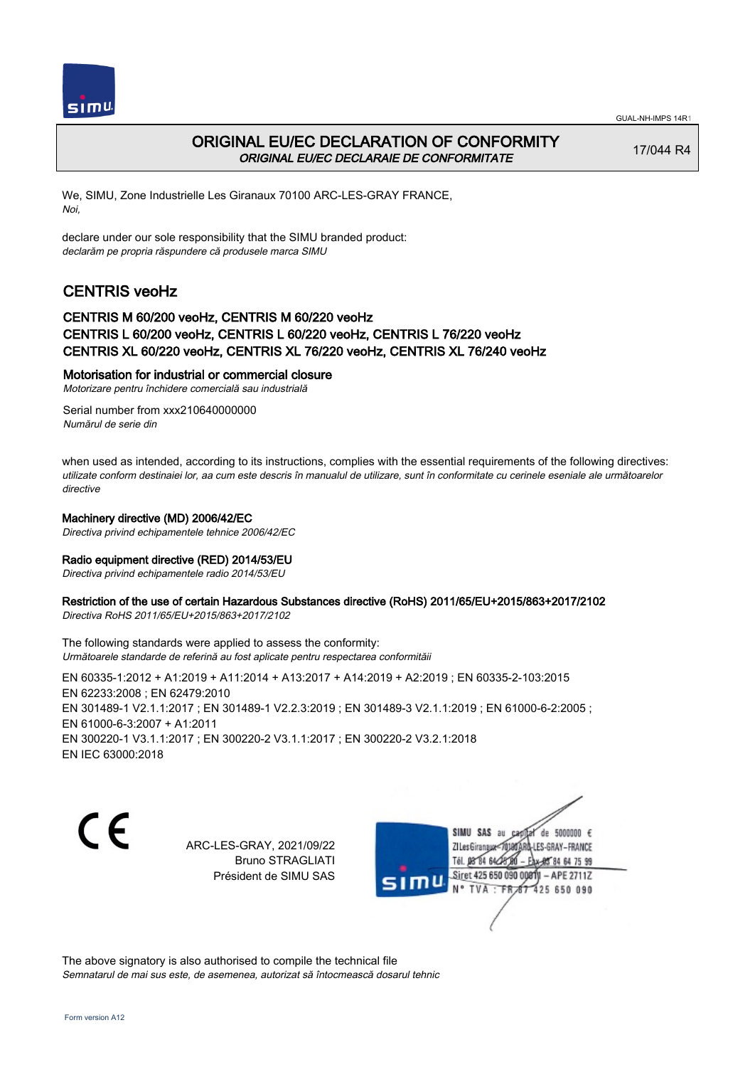GUAL-NH-IMPS 14R1

# ORIGINAL EU/EC DECLARATION OF CONFORMITY

*ORIGINAL EU/EC DECLARAIE DE CONFORMITATE*

17/044 R4

We, SIMU, Zone Industrielle Les Giranaux 70100 ARC-LES-GRAY FRANCE,
*Noi,*

declare under our sole responsibility that the SIMU branded product:
*declarăm pe propria răspundere că produsele marca SIMU*

## CENTRIS veoHz

### CENTRIS M 60/200 veoHz, CENTRIS M 60/220 veoHz
### CENTRIS L 60/200 veoHz, CENTRIS L 60/220 veoHz, CENTRIS L 76/220 veoHz
### CENTRIS XL 60/220 veoHz, CENTRIS XL 76/220 veoHz, CENTRIS XL 76/240 veoHz

**Motorisation for industrial or commercial closure**
*Motorizare pentru închidere comercială sau industrială*

Serial number from xxx210640000000
*Numărul de serie din*

when used as intended, according to its instructions, complies with the essential requirements of the following directives:
*utilizate conform destinaiei lor, aa cum este descris în manualul de utilizare, sunt în conformitate cu cerinele eseniale ale următoarelor directive*

**Machinery directive (MD) 2006/42/EC**
*Directiva privind echipamentele tehnice 2006/42/EC*

**Radio equipment directive (RED) 2014/53/EU**
*Directiva privind echipamentele radio 2014/53/EU*

**Restriction of the use of certain Hazardous Substances directive (RoHS) 2011/65/EU+2015/863+2017/2102**
*Directiva RoHS 2011/65/EU+2015/863+2017/2102*

The following standards were applied to assess the conformity:
*Următoarele standarde de referină au fost aplicate pentru respectarea conformităii*

EN 60335-1:2012 + A1:2019 + A11:2014 + A13:2017 + A14:2019 + A2:2019 ; EN 60335-2-103:2015
EN 62233:2008 ; EN 62479:2010
EN 301489-1 V2.1.1:2017 ; EN 301489-1 V2.2.3:2019 ; EN 301489-3 V2.1.1:2019 ; EN 61000-6-2:2005 ;
EN 61000-6-3:2007 + A1:2011
EN 300220-1 V3.1.1:2017 ; EN 300220-2 V3.1.1:2017 ; EN 300220-2 V3.2.1:2018
EN IEC 63000:2018

CE

ARC-LES-GRAY, 2021/09/22
Bruno STRAGLIATI
Président de SIMU SAS

SIMU SAS au capital de 5000000 €
ZI Les Giranaux 70100 ARC-LES-GRAY-FRANCE
Tél. 03 84 64 75 00 – Fax 03 84 64 75 99
Siret 425 650 090 00011 – APE 2711Z
N° TVA : FR 67 425 650 090

The above signatory is also authorised to compile the technical file
*Semnatarul de mai sus este, de asemenea, autorizat să întocmească dosarul tehnic*

Form version A12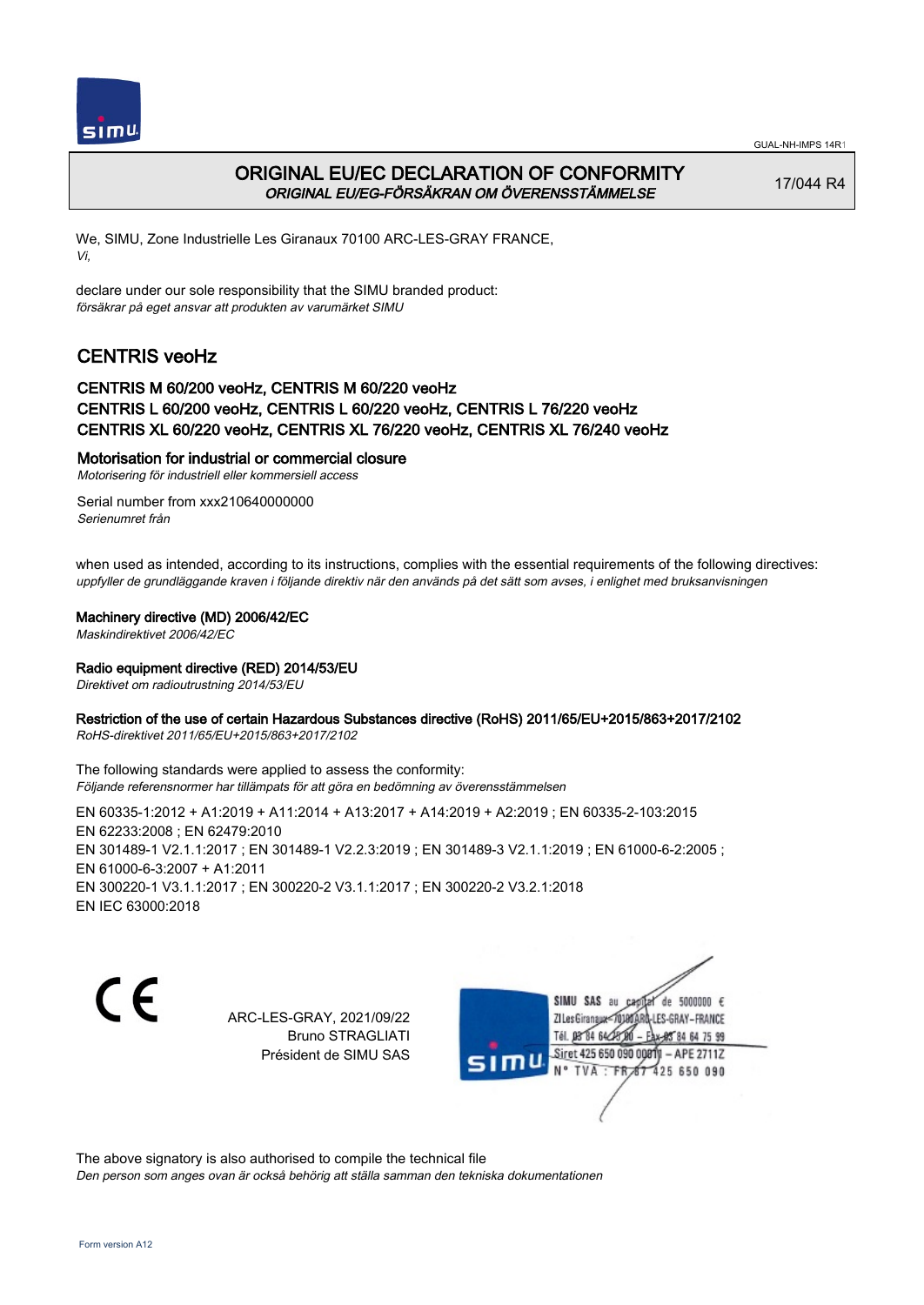# ORIGINAL EU/EC DECLARATION OF CONFORMITY
*ORIGINAL EU/EG-FÖRSÄKRAN OM ÖVERENSSTÄMMELSE*

17/044 R4

We, SIMU, Zone Industrielle Les Giranaux 70100 ARC-LES-GRAY FRANCE,
*Vi,*

declare under our sole responsibility that the SIMU branded product:
*försäkrar på eget ansvar att produkten av varumärket SIMU*

## CENTRIS veoHz

### CENTRIS M 60/200 veoHz, CENTRIS M 60/220 veoHz
### CENTRIS L 60/200 veoHz, CENTRIS L 60/220 veoHz, CENTRIS L 76/220 veoHz
### CENTRIS XL 60/220 veoHz, CENTRIS XL 76/220 veoHz, CENTRIS XL 76/240 veoHz

**Motorisation for industrial or commercial closure**
*Motorisering för industriell eller kommersiell access*

Serial number from xxx210640000000
*Serienumret från*

when used as intended, according to its instructions, complies with the essential requirements of the following directives:
*uppfyller de grundläggande kraven i följande direktiv när den används på det sätt som avses, i enlighet med bruksanvisningen*

**Machinery directive (MD) 2006/42/EC**
*Maskindirektivet 2006/42/EC*

**Radio equipment directive (RED) 2014/53/EU**
*Direktivet om radioutrustning 2014/53/EU*

**Restriction of the use of certain Hazardous Substances directive (RoHS) 2011/65/EU+2015/863+2017/2102**
*RoHS-direktivet 2011/65/EU+2015/863+2017/2102*

The following standards were applied to assess the conformity:
*Följande referensnormer har tillämpats för att göra en bedömning av överensstämmelsen*

EN 60335-1:2012 + A1:2019 + A11:2014 + A13:2017 + A14:2019 + A2:2019 ; EN 60335-2-103:2015
EN 62233:2008 ; EN 62479:2010
EN 301489-1 V2.1.1:2017 ; EN 301489-1 V2.2.3:2019 ; EN 301489-3 V2.1.1:2019 ; EN 61000-6-2:2005 ;
EN 61000-6-3:2007 + A1:2011
EN 300220-1 V3.1.1:2017 ; EN 300220-2 V3.1.1:2017 ; EN 300220-2 V3.2.1:2018
EN IEC 63000:2018

CE

ARC-LES-GRAY, 2021/09/22
Bruno STRAGLIATI
Président de SIMU SAS

SIMU SAS au capital de 5000000 €
ZI Les Giranaux 70100 ARC-LES-GRAY-FRANCE
Tél. 03 84 64 75 00 – Fax 03 84 64 75 99
Siret 425 650 090 00011 – APE 2711Z
N° TVA : FR 87 425 650 090

The above signatory is also authorised to compile the technical file
*Den person som anges ovan är också behörig att ställa samman den tekniska dokumentationen*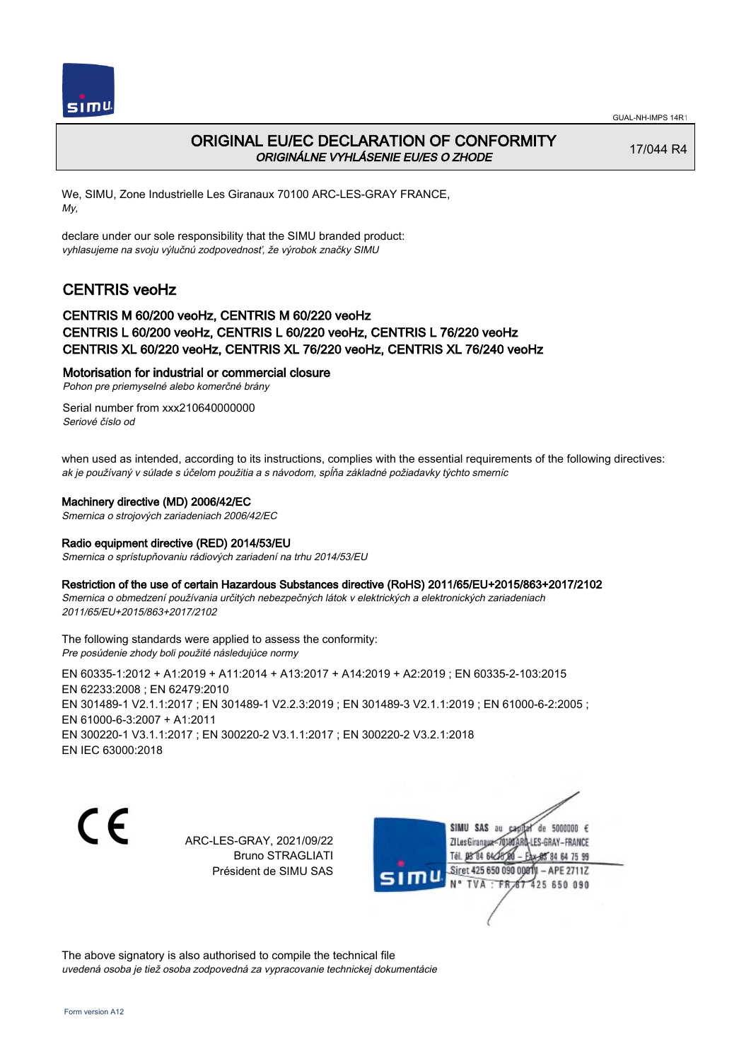GUAL-NH-IMPS 14R1

# ORIGINAL EU/EC DECLARATION OF CONFORMITY

*ORIGINÁLNE VYHLÁSENIE EU/ES O ZHODE*

17/044 R4

We, SIMU, Zone Industrielle Les Giranaux 70100 ARC-LES-GRAY FRANCE,
*My,*

declare under our sole responsibility that the SIMU branded product:
*vyhlasujeme na svoju výlučnú zodpovednosť, že výrobok značky SIMU*

## CENTRIS veoHz

### CENTRIS M 60/200 veoHz, CENTRIS M 60/220 veoHz
### CENTRIS L 60/200 veoHz, CENTRIS L 60/220 veoHz, CENTRIS L 76/220 veoHz
### CENTRIS XL 60/220 veoHz, CENTRIS XL 76/220 veoHz, CENTRIS XL 76/240 veoHz

**Motorisation for industrial or commercial closure**
*Pohon pre priemyselné alebo komerčné brány*

Serial number from xxx210640000000
*Seriové číslo od*

when used as intended, according to its instructions, complies with the essential requirements of the following directives:
*ak je používaný v súlade s účelom použitia a s návodom, spĺňa základné požiadavky týchto smerníc*

**Machinery directive (MD) 2006/42/EC**
*Smernica o strojových zariadeniach 2006/42/EC*

**Radio equipment directive (RED) 2014/53/EU**
*Smernica o sprístupňovaniu rádiových zariadení na trhu 2014/53/EU*

**Restriction of the use of certain Hazardous Substances directive (RoHS) 2011/65/EU+2015/863+2017/2102**
*Smernica o obmedzení používania určitých nebezpečných látok v elektrických a elektronických zariadeniach 2011/65/EU+2015/863+2017/2102*

The following standards were applied to assess the conformity:
*Pre posúdenie zhody boli použité následujúce normy*

EN 60335-1:2012 + A1:2019 + A11:2014 + A13:2017 + A14:2019 + A2:2019 ; EN 60335-2-103:2015
EN 62233:2008 ; EN 62479:2010
EN 301489-1 V2.1.1:2017 ; EN 301489-1 V2.2.3:2019 ; EN 301489-3 V2.1.1:2019 ; EN 61000-6-2:2005 ;
EN 61000-6-3:2007 + A1:2011
EN 300220-1 V3.1.1:2017 ; EN 300220-2 V3.1.1:2017 ; EN 300220-2 V3.2.1:2018
EN IEC 63000:2018

CE

ARC-LES-GRAY, 2021/09/22
Bruno STRAGLIATI
Président de SIMU SAS

SIMU SAS au capital de 5000000 €
ZI Les Giranaux 70100 ARC-LES-GRAY-FRANCE
Tél. 03 84 64 75 00 – Fax 03 84 64 75 99
Siret 425 650 090 00011 – APE 2711Z
N° TVA : FR 67 425 650 090

The above signatory is also authorised to compile the technical file
*uvedená osoba je tiež osoba zodpovedná za vypracovanie technickej dokumentácie*

Form version A12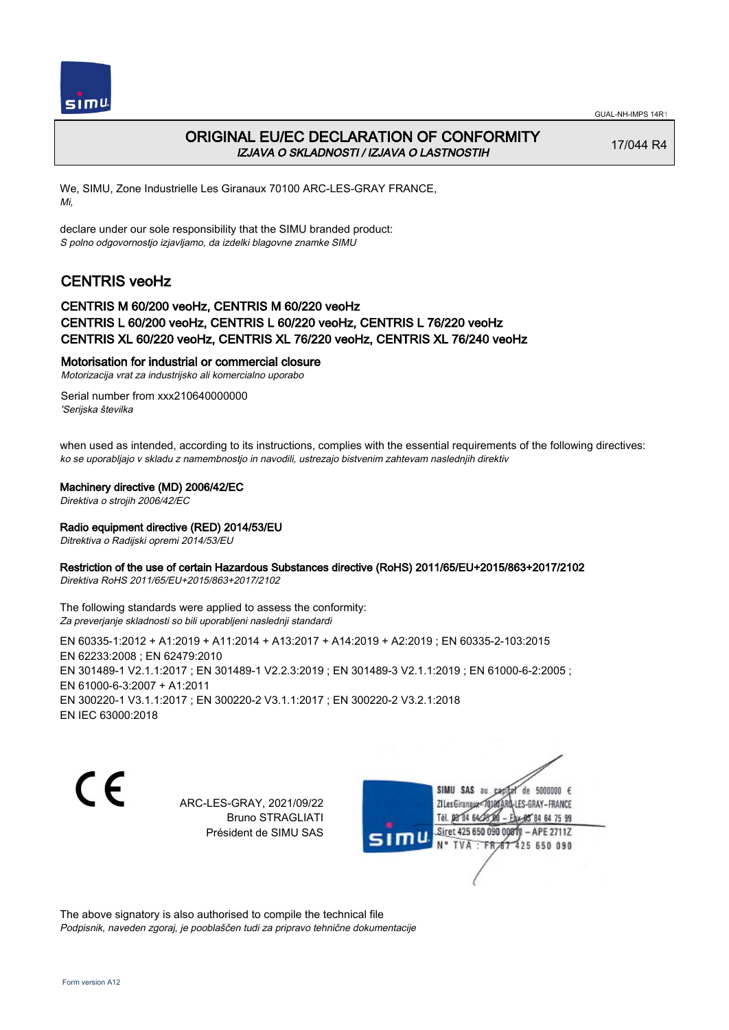# ORIGINAL EU/EC DECLARATION OF CONFORMITY

*IZJAVA O SKLADNOSTI / IZJAVA O LASTNOSTIH*

17/044 R4

We, SIMU, Zone Industrielle Les Giranaux 70100 ARC-LES-GRAY FRANCE,
*Mi,*

declare under our sole responsibility that the SIMU branded product:
*S polno odgovornostjo izjavljamo, da izdelki blagovne znamke SIMU*

## CENTRIS veoHz

### CENTRIS M 60/200 veoHz, CENTRIS M 60/220 veoHz
### CENTRIS L 60/200 veoHz, CENTRIS L 60/220 veoHz, CENTRIS L 76/220 veoHz
### CENTRIS XL 60/220 veoHz, CENTRIS XL 76/220 veoHz, CENTRIS XL 76/240 veoHz

**Motorisation for industrial or commercial closure**
*Motorizacija vrat za industrijsko ali komercialno uporabo*

Serial number from xxx210640000000
*'Serijska številka*

when used as intended, according to its instructions, complies with the essential requirements of the following directives:
*ko se uporabljajo v skladu z namembnostjo in navodili, ustrezajo bistvenim zahtevam naslednjih direktiv*

**Machinery directive (MD) 2006/42/EC**
*Direktiva o strojih 2006/42/EC*

**Radio equipment directive (RED) 2014/53/EU**
*Ditrektiva o Radijski opremi 2014/53/EU*

**Restriction of the use of certain Hazardous Substances directive (RoHS) 2011/65/EU+2015/863+2017/2102**
*Direktiva RoHS 2011/65/EU+2015/863+2017/2102*

The following standards were applied to assess the conformity:
*Za preverjanje skladnosti so bili uporabljeni naslednji standardi*

EN 60335-1:2012 + A1:2019 + A11:2014 + A13:2017 + A14:2019 + A2:2019 ; EN 60335-2-103:2015
EN 62233:2008 ; EN 62479:2010
EN 301489-1 V2.1.1:2017 ; EN 301489-1 V2.2.3:2019 ; EN 301489-3 V2.1.1:2019 ; EN 61000-6-2:2005 ;
EN 61000-6-3:2007 + A1:2011
EN 300220-1 V3.1.1:2017 ; EN 300220-2 V3.1.1:2017 ; EN 300220-2 V3.2.1:2018
EN IEC 63000:2018

CE

ARC-LES-GRAY, 2021/09/22
Bruno STRAGLIATI
Président de SIMU SAS

SIMU SAS au capital de 5000000 €
ZI Les Giranaux - 70100 ARC-LES-GRAY - FRANCE
Tél. 03 84 64 75 00 - Fax 03 84 64 75 99
Siret 425 650 090 00011 - APE 2711Z
N° TVA : FR 87 425 650 090

The above signatory is also authorised to compile the technical file
*Podpisnik, naveden zgoraj, je pooblaščen tudi za pripravo tehnične dokumentacije*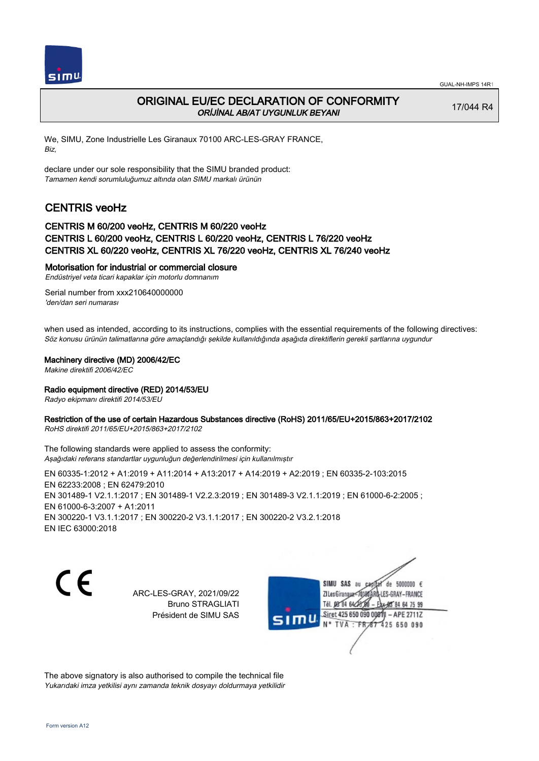GUAL-NH-IMPS 14R1

# ORIGINAL EU/EC DECLARATION OF CONFORMITY
*ORİJİNAL AB/AT UYGUNLUK BEYANI*

17/044 R4

We, SIMU, Zone Industrielle Les Giranaux 70100 ARC-LES-GRAY FRANCE,
*Biz,*

declare under our sole responsibility that the SIMU branded product:
*Tamamen kendi sorumluluğumuz altında olan SIMU markalı ürünün*

## CENTRIS veoHz

### CENTRIS M 60/200 veoHz, CENTRIS M 60/220 veoHz
### CENTRIS L 60/200 veoHz, CENTRIS L 60/220 veoHz, CENTRIS L 76/220 veoHz
### CENTRIS XL 60/220 veoHz, CENTRIS XL 76/220 veoHz, CENTRIS XL 76/240 veoHz

**Motorisation for industrial or commercial closure**
*Endüstriyel veta ticari kapaklar için motorlu domnanım*

Serial number from xxx210640000000
*'den/dan seri numarası*

when used as intended, according to its instructions, complies with the essential requirements of the following directives:
*Söz konusu ürünün talimatlarına göre amaçlandığı şekilde kullanıldığında aşağıda direktiflerin gerekli şartlarına uygundur*

**Machinery directive (MD) 2006/42/EC**
*Makine direktifi 2006/42/EC*

**Radio equipment directive (RED) 2014/53/EU**
*Radyo ekipmanı direktifi 2014/53/EU*

**Restriction of the use of certain Hazardous Substances directive (RoHS) 2011/65/EU+2015/863+2017/2102**
*RoHS direktifi 2011/65/EU+2015/863+2017/2102*

The following standards were applied to assess the conformity:
*Aşağıdaki referans standartlar uygunluğun değerlendirilmesi için kullanılmıştır*

EN 60335-1:2012 + A1:2019 + A11:2014 + A13:2017 + A14:2019 + A2:2019 ; EN 60335-2-103:2015
EN 62233:2008 ; EN 62479:2010
EN 301489-1 V2.1.1:2017 ; EN 301489-1 V2.2.3:2019 ; EN 301489-3 V2.1.1:2019 ; EN 61000-6-2:2005 ;
EN 61000-6-3:2007 + A1:2011
EN 300220-1 V3.1.1:2017 ; EN 300220-2 V3.1.1:2017 ; EN 300220-2 V3.2.1:2018
EN IEC 63000:2018

CE

ARC-LES-GRAY, 2021/09/22
Bruno STRAGLIATI
Président de SIMU SAS

SIMU SAS au capital de 5000000 €
ZI Les Giranaux 70100 ARC-LES-GRAY-FRANCE
Tél. 03 84 64 75 00 – Fax 03 84 64 75 99
Siret 425 650 090 00011 – APE 2711Z
N° TVA : FR 87 425 650 090

The above signatory is also authorised to compile the technical file
*Yukarıdaki imza yetkilisi aynı zamanda teknik dosyayı doldurmaya yetkilidir*

Form version A12